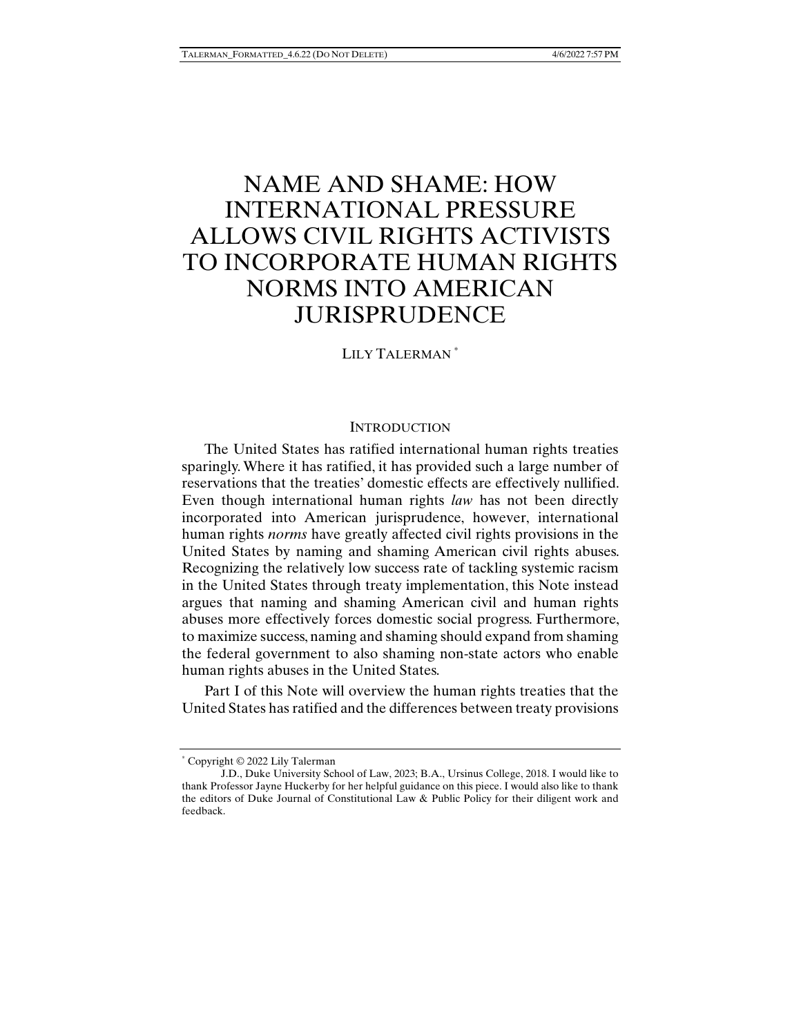# NAME AND SHAME: HOW INTERNATIONAL PRESSURE ALLOWS CIVIL RIGHTS ACTIVISTS TO INCORPORATE HUMAN RIGHTS NORMS INTO AMERICAN JURISPRUDENCE

LILY TALERMAN [*]

## INTRODUCTION

The United States has ratified international human rights treaties sparingly. Where it has ratified, it has provided such a large number of reservations that the treaties' domestic effects are effectively nullified. Even though international human rights *law* has not been directly incorporated into American jurisprudence, however, international human rights *norms* have greatly affected civil rights provisions in the United States by naming and shaming American civil rights abuses. Recognizing the relatively low success rate of tackling systemic racism in the United States through treaty implementation, this Note instead argues that naming and shaming American civil and human rights abuses more effectively forces domestic social progress. Furthermore, to maximize success, naming and shaming should expand from shaming the federal government to also shaming non-state actors who enable human rights abuses in the United States.

Part I of this Note will overview the human rights treaties that the United States has ratified and the differences between treaty provisions

---

[*] Copyright © 2022 Lily Talerman

J.D., Duke University School of Law, 2023; B.A., Ursinus College, 2018. I would like to thank Professor Jayne Huckerby for her helpful guidance on this piece. I would also like to thank the editors of Duke Journal of Constitutional Law & Public Policy for their diligent work and feedback.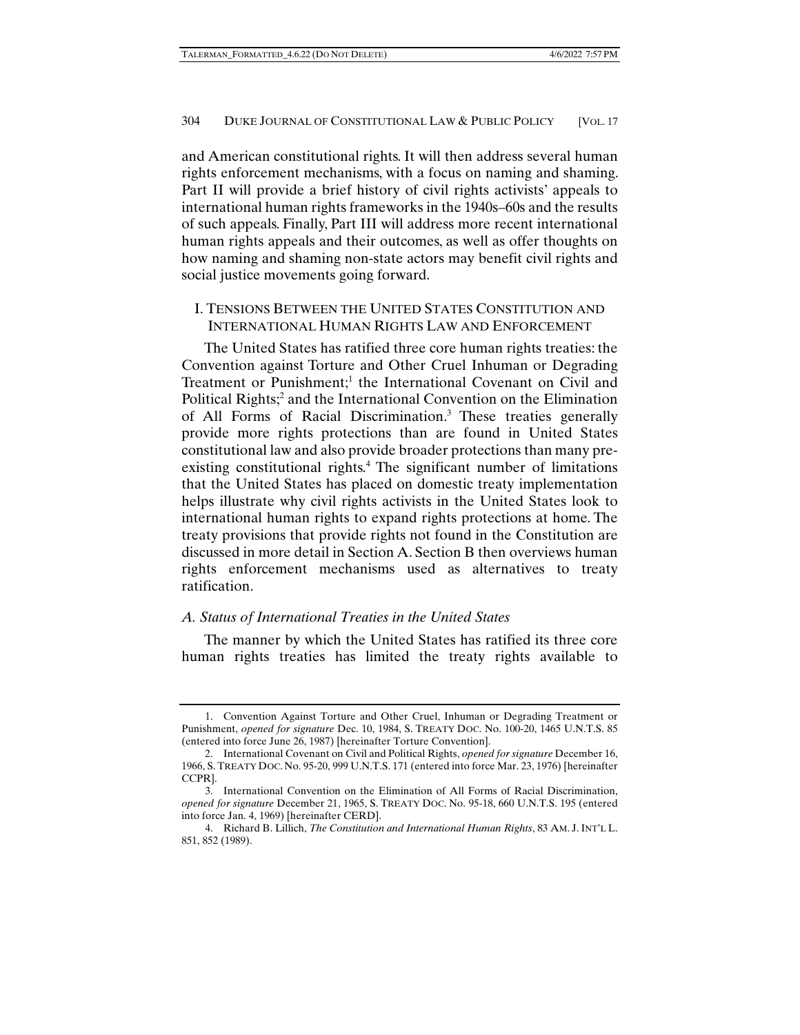and American constitutional rights. It will then address several human rights enforcement mechanisms, with a focus on naming and shaming. Part II will provide a brief history of civil rights activists' appeals to international human rights frameworks in the 1940s–60s and the results of such appeals. Finally, Part III will address more recent international human rights appeals and their outcomes, as well as offer thoughts on how naming and shaming non-state actors may benefit civil rights and social justice movements going forward.

## I. Tensions Between the United States Constitution and International Human Rights Law and Enforcement

The United States has ratified three core human rights treaties: the Convention against Torture and Other Cruel Inhuman or Degrading Treatment or Punishment;[1] the International Covenant on Civil and Political Rights;[2] and the International Convention on the Elimination of All Forms of Racial Discrimination.[3] These treaties generally provide more rights protections than are found in United States constitutional law and also provide broader protections than many pre-existing constitutional rights.[4] The significant number of limitations that the United States has placed on domestic treaty implementation helps illustrate why civil rights activists in the United States look to international human rights to expand rights protections at home. The treaty provisions that provide rights not found in the Constitution are discussed in more detail in Section A. Section B then overviews human rights enforcement mechanisms used as alternatives to treaty ratification.

### *A. Status of International Treaties in the United States*

The manner by which the United States has ratified its three core human rights treaties has limited the treaty rights available to

---

1. Convention Against Torture and Other Cruel, Inhuman or Degrading Treatment or Punishment, *opened for signature* Dec. 10, 1984, S. Treaty Doc. No. 100-20, 1465 U.N.T.S. 85 (entered into force June 26, 1987) [hereinafter Torture Convention].

2. International Covenant on Civil and Political Rights, *opened for signature* December 16, 1966, S. Treaty Doc. No. 95-20, 999 U.N.T.S. 171 (entered into force Mar. 23, 1976) [hereinafter CCPR].

3. International Convention on the Elimination of All Forms of Racial Discrimination, *opened for signature* December 21, 1965, S. Treaty Doc. No. 95-18, 660 U.N.T.S. 195 (entered into force Jan. 4, 1969) [hereinafter CERD].

4. Richard B. Lillich, *The Constitution and International Human Rights*, 83 Am. J. Int'l L. 851, 852 (1989).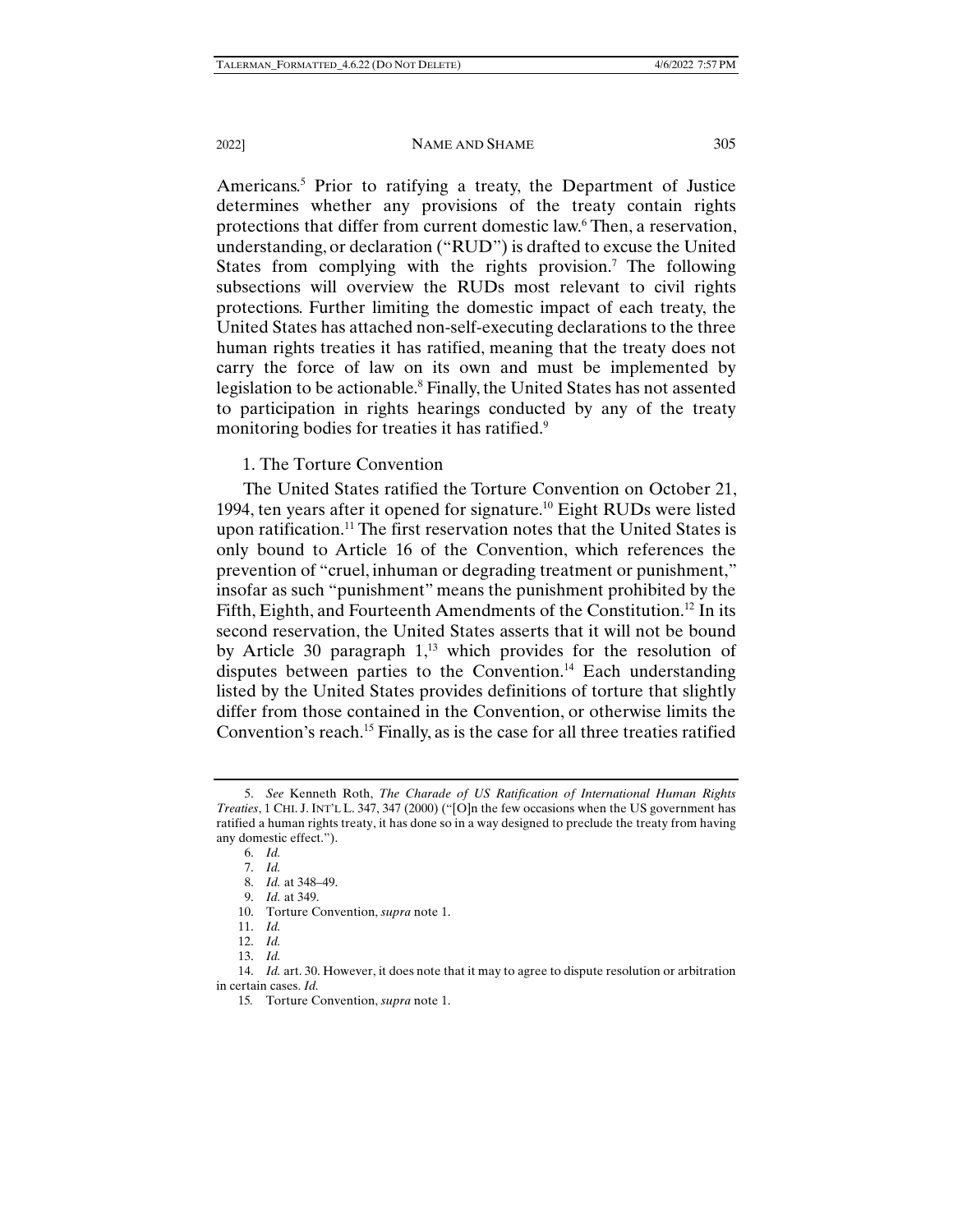Americans.[5] Prior to ratifying a treaty, the Department of Justice determines whether any provisions of the treaty contain rights protections that differ from current domestic law.[6] Then, a reservation, understanding, or declaration ("RUD") is drafted to excuse the United States from complying with the rights provision.[7] The following subsections will overview the RUDs most relevant to civil rights protections. Further limiting the domestic impact of each treaty, the United States has attached non-self-executing declarations to the three human rights treaties it has ratified, meaning that the treaty does not carry the force of law on its own and must be implemented by legislation to be actionable.[8] Finally, the United States has not assented to participation in rights hearings conducted by any of the treaty monitoring bodies for treaties it has ratified.[9]

### 1. The Torture Convention

The United States ratified the Torture Convention on October 21, 1994, ten years after it opened for signature.[10] Eight RUDs were listed upon ratification.[11] The first reservation notes that the United States is only bound to Article 16 of the Convention, which references the prevention of "cruel, inhuman or degrading treatment or punishment," insofar as such "punishment" means the punishment prohibited by the Fifth, Eighth, and Fourteenth Amendments of the Constitution.[12] In its second reservation, the United States asserts that it will not be bound by Article 30 paragraph 1,[13] which provides for the resolution of disputes between parties to the Convention.[14] Each understanding listed by the United States provides definitions of torture that slightly differ from those contained in the Convention, or otherwise limits the Convention's reach.[15] Finally, as is the case for all three treaties ratified

---

5. *See* Kenneth Roth, *The Charade of US Ratification of International Human Rights Treaties*, 1 CHI. J. INT'L L. 347, 347 (2000) ("[O]n the few occasions when the US government has ratified a human rights treaty, it has done so in a way designed to preclude the treaty from having any domestic effect.").

6. *Id.*

7. *Id.*

8. *Id.* at 348–49.

9. *Id.* at 349.

10. Torture Convention, *supra* note 1.

11. *Id.*

12. *Id.*

13. *Id.*

14. *Id.* art. 30. However, it does note that it may to agree to dispute resolution or arbitration in certain cases. *Id.*

15. Torture Convention, *supra* note 1.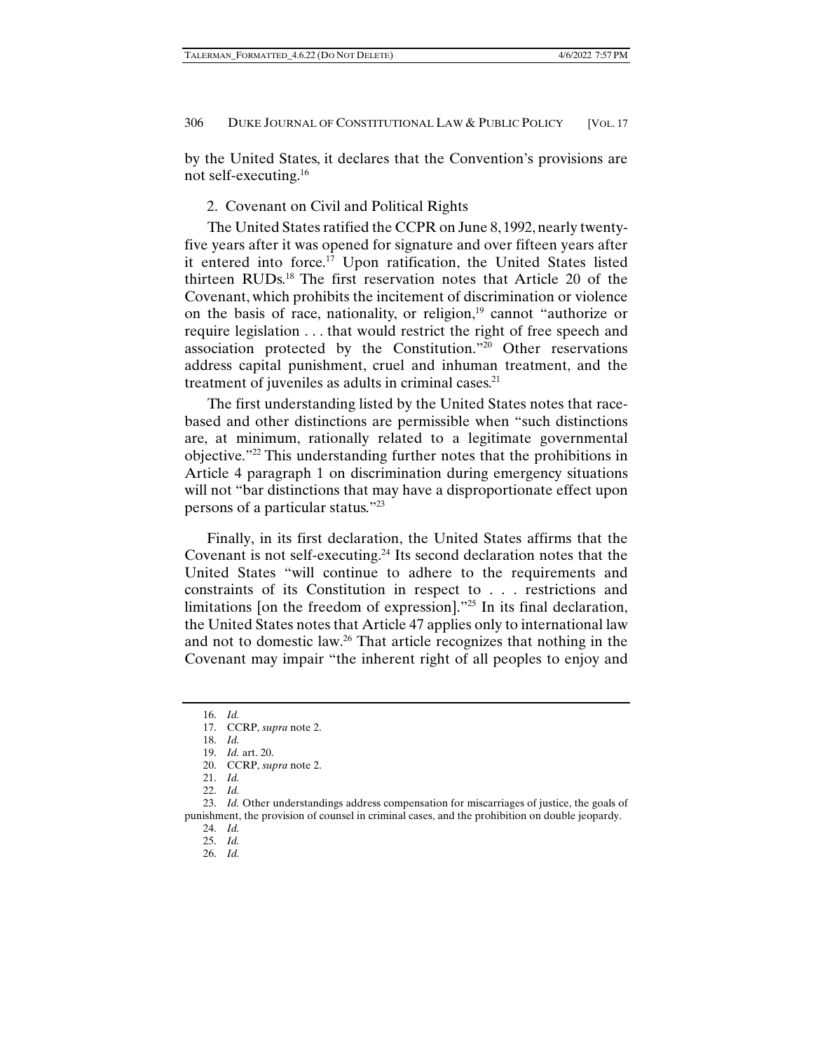by the United States, it declares that the Convention's provisions are not self-executing.[16]

### 2. Covenant on Civil and Political Rights

The United States ratified the CCPR on June 8, 1992, nearly twenty-five years after it was opened for signature and over fifteen years after it entered into force.[17] Upon ratification, the United States listed thirteen RUDs.[18] The first reservation notes that Article 20 of the Covenant, which prohibits the incitement of discrimination or violence on the basis of race, nationality, or religion,[19] cannot "authorize or require legislation . . . that would restrict the right of free speech and association protected by the Constitution."[20] Other reservations address capital punishment, cruel and inhuman treatment, and the treatment of juveniles as adults in criminal cases.[21]

The first understanding listed by the United States notes that race-based and other distinctions are permissible when "such distinctions are, at minimum, rationally related to a legitimate governmental objective."[22] This understanding further notes that the prohibitions in Article 4 paragraph 1 on discrimination during emergency situations will not "bar distinctions that may have a disproportionate effect upon persons of a particular status."[23]

Finally, in its first declaration, the United States affirms that the Covenant is not self-executing.[24] Its second declaration notes that the United States "will continue to adhere to the requirements and constraints of its Constitution in respect to . . . restrictions and limitations [on the freedom of expression]."[25] In its final declaration, the United States notes that Article 47 applies only to international law and not to domestic law.[26] That article recognizes that nothing in the Covenant may impair "the inherent right of all peoples to enjoy and

---

16. *Id.*
17. CCRP, *supra* note 2.
18. *Id.*
19. *Id.* art. 20.
20. CCRP, *supra* note 2.
21. *Id.*
22. *Id.*
23. *Id.* Other understandings address compensation for miscarriages of justice, the goals of punishment, the provision of counsel in criminal cases, and the prohibition on double jeopardy.
24. *Id.*
25. *Id.*
26. *Id.*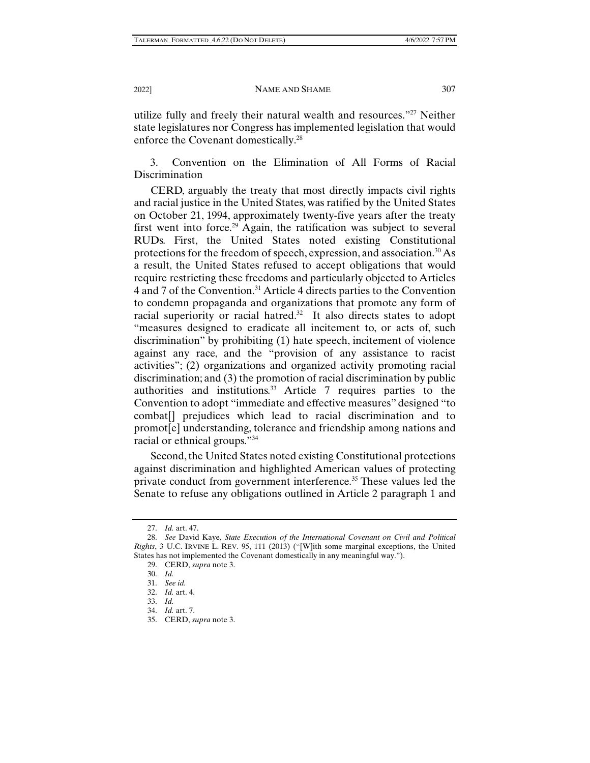utilize fully and freely their natural wealth and resources."[27] Neither state legislatures nor Congress has implemented legislation that would enforce the Covenant domestically.[28]

3. Convention on the Elimination of All Forms of Racial Discrimination

CERD, arguably the treaty that most directly impacts civil rights and racial justice in the United States, was ratified by the United States on October 21, 1994, approximately twenty-five years after the treaty first went into force.[29] Again, the ratification was subject to several RUDs. First, the United States noted existing Constitutional protections for the freedom of speech, expression, and association.[30] As a result, the United States refused to accept obligations that would require restricting these freedoms and particularly objected to Articles 4 and 7 of the Convention.[31] Article 4 directs parties to the Convention to condemn propaganda and organizations that promote any form of racial superiority or racial hatred.[32] It also directs states to adopt "measures designed to eradicate all incitement to, or acts of, such discrimination" by prohibiting (1) hate speech, incitement of violence against any race, and the "provision of any assistance to racist activities"; (2) organizations and organized activity promoting racial discrimination; and (3) the promotion of racial discrimination by public authorities and institutions.[33] Article 7 requires parties to the Convention to adopt "immediate and effective measures" designed "to combat[] prejudices which lead to racial discrimination and to promot[e] understanding, tolerance and friendship among nations and racial or ethnic groups."[34]

Second, the United States noted existing Constitutional protections against discrimination and highlighted American values of protecting private conduct from government interference.[35] These values led the Senate to refuse any obligations outlined in Article 2 paragraph 1 and

---

27. *Id.* art. 47.

28. *See* David Kaye, *State Execution of the International Covenant on Civil and Political Rights*, 3 U.C. IRVINE L. REV. 95, 111 (2013) ("[W]ith some marginal exceptions, the United States has not implemented the Covenant domestically in any meaningful way.").

29. CERD, *supra* note 3.

30. *Id.*

31. *See id.*

32. *Id.* art. 4.

33. *Id.*

34. *Id.* art. 7.

35. CERD, *supra* note 3.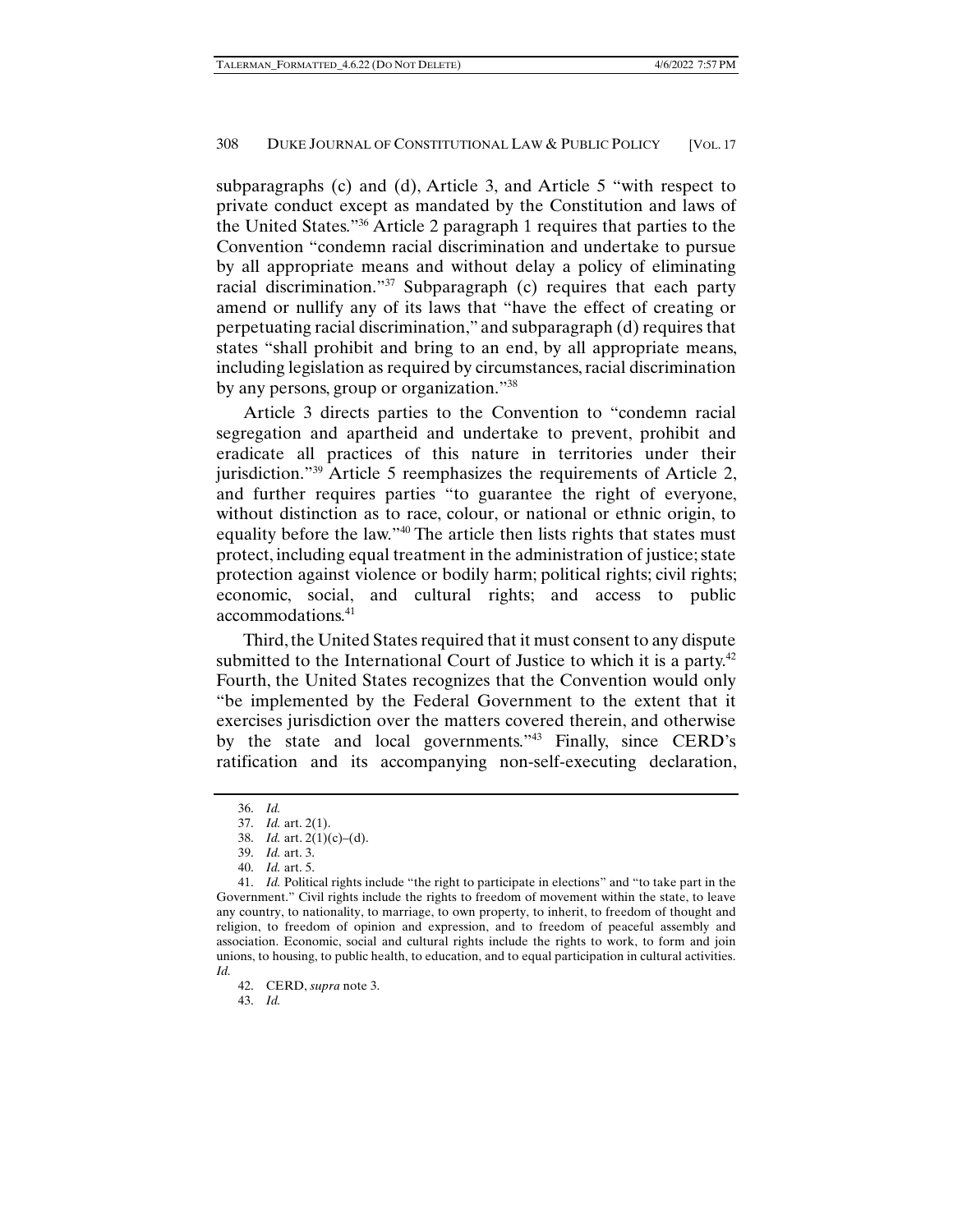subparagraphs (c) and (d), Article 3, and Article 5 "with respect to private conduct except as mandated by the Constitution and laws of the United States."[36] Article 2 paragraph 1 requires that parties to the Convention "condemn racial discrimination and undertake to pursue by all appropriate means and without delay a policy of eliminating racial discrimination."[37] Subparagraph (c) requires that each party amend or nullify any of its laws that "have the effect of creating or perpetuating racial discrimination," and subparagraph (d) requires that states "shall prohibit and bring to an end, by all appropriate means, including legislation as required by circumstances, racial discrimination by any persons, group or organization."[38]

Article 3 directs parties to the Convention to "condemn racial segregation and apartheid and undertake to prevent, prohibit and eradicate all practices of this nature in territories under their jurisdiction."[39] Article 5 reemphasizes the requirements of Article 2, and further requires parties "to guarantee the right of everyone, without distinction as to race, colour, or national or ethnic origin, to equality before the law."[40] The article then lists rights that states must protect, including equal treatment in the administration of justice; state protection against violence or bodily harm; political rights; civil rights; economic, social, and cultural rights; and access to public accommodations.[41]

Third, the United States required that it must consent to any dispute submitted to the International Court of Justice to which it is a party.[42] Fourth, the United States recognizes that the Convention would only "be implemented by the Federal Government to the extent that it exercises jurisdiction over the matters covered therein, and otherwise by the state and local governments."[43] Finally, since CERD's ratification and its accompanying non-self-executing declaration,

36. *Id.*

37. *Id.* art. 2(1).

38. *Id.* art. 2(1)(c)–(d).

39. *Id.* art. 3.

40. *Id.* art. 5.

41. *Id.* Political rights include "the right to participate in elections" and "to take part in the Government." Civil rights include the rights to freedom of movement within the state, to leave any country, to nationality, to marriage, to own property, to inherit, to freedom of thought and religion, to freedom of opinion and expression, and to freedom of peaceful assembly and association. Economic, social and cultural rights include the rights to work, to form and join unions, to housing, to public health, to education, and to equal participation in cultural activities. *Id.*

42. CERD, *supra* note 3.

43. *Id.*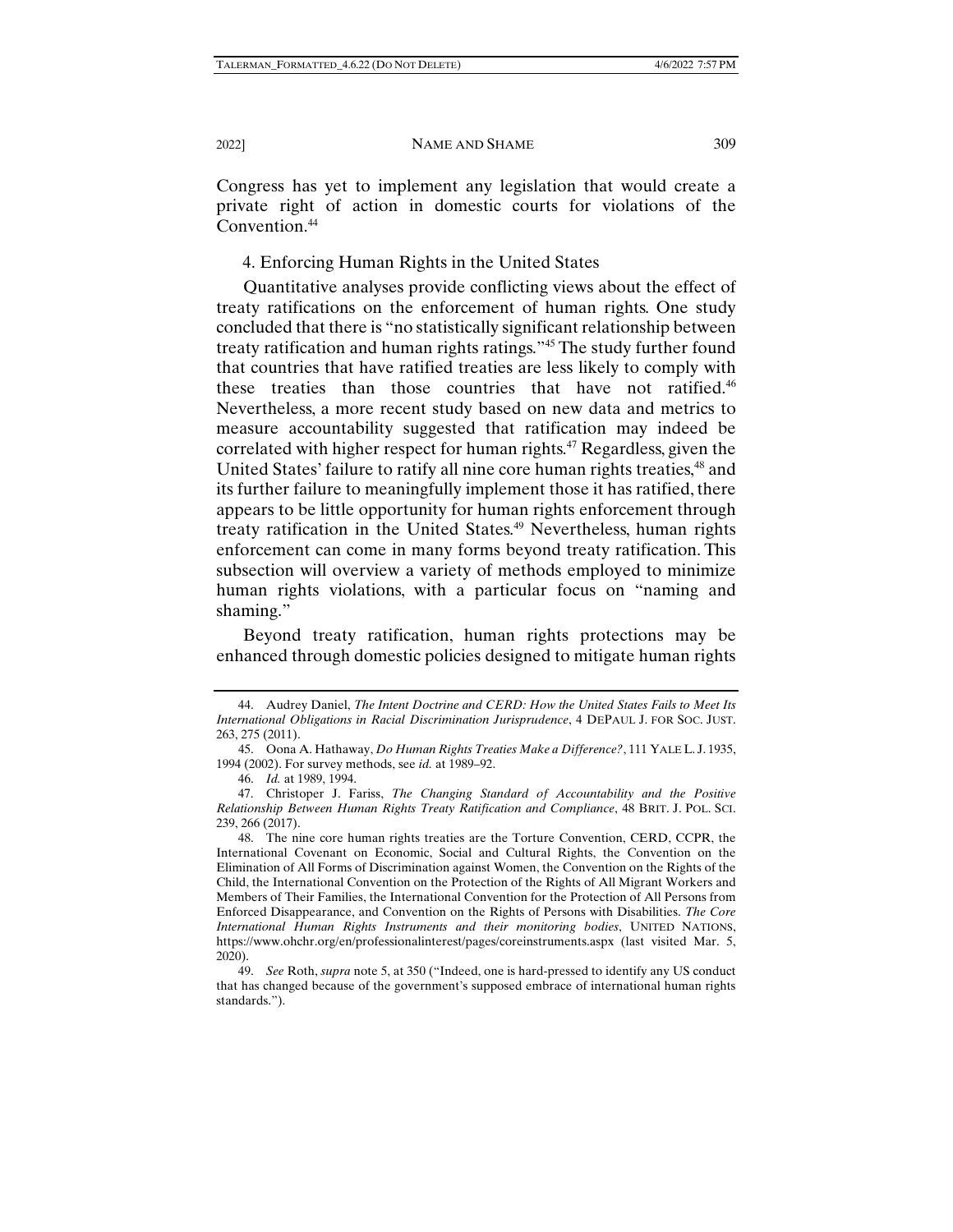Congress has yet to implement any legislation that would create a private right of action in domestic courts for violations of the Convention.[44]

### 4. Enforcing Human Rights in the United States

Quantitative analyses provide conflicting views about the effect of treaty ratifications on the enforcement of human rights. One study concluded that there is "no statistically significant relationship between treaty ratification and human rights ratings."[45] The study further found that countries that have ratified treaties are less likely to comply with these treaties than those countries that have not ratified.[46] Nevertheless, a more recent study based on new data and metrics to measure accountability suggested that ratification may indeed be correlated with higher respect for human rights.[47] Regardless, given the United States' failure to ratify all nine core human rights treaties,[48] and its further failure to meaningfully implement those it has ratified, there appears to be little opportunity for human rights enforcement through treaty ratification in the United States.[49] Nevertheless, human rights enforcement can come in many forms beyond treaty ratification. This subsection will overview a variety of methods employed to minimize human rights violations, with a particular focus on "naming and shaming."

Beyond treaty ratification, human rights protections may be enhanced through domestic policies designed to mitigate human rights

---

44. Audrey Daniel, *The Intent Doctrine and CERD: How the United States Fails to Meet Its International Obligations in Racial Discrimination Jurisprudence*, 4 DEPAUL J. FOR SOC. JUST. 263, 275 (2011).

45. Oona A. Hathaway, *Do Human Rights Treaties Make a Difference?*, 111 YALE L. J. 1935, 1994 (2002). For survey methods, see *id.* at 1989–92.

46. *Id.* at 1989, 1994.

47. Christoper J. Fariss, *The Changing Standard of Accountability and the Positive Relationship Between Human Rights Treaty Ratification and Compliance*, 48 BRIT. J. POL. SCI. 239, 266 (2017).

48. The nine core human rights treaties are the Torture Convention, CERD, CCPR, the International Covenant on Economic, Social and Cultural Rights, the Convention on the Elimination of All Forms of Discrimination against Women, the Convention on the Rights of the Child, the International Convention on the Protection of the Rights of All Migrant Workers and Members of Their Families, the International Convention for the Protection of All Persons from Enforced Disappearance, and Convention on the Rights of Persons with Disabilities. *The Core International Human Rights Instruments and their monitoring bodies*, UNITED NATIONS, https://www.ohchr.org/en/professionalinterest/pages/coreinstruments.aspx (last visited Mar. 5, 2020).

49. *See* Roth, *supra* note 5, at 350 ("Indeed, one is hard-pressed to identify any US conduct that has changed because of the government's supposed embrace of international human rights standards.").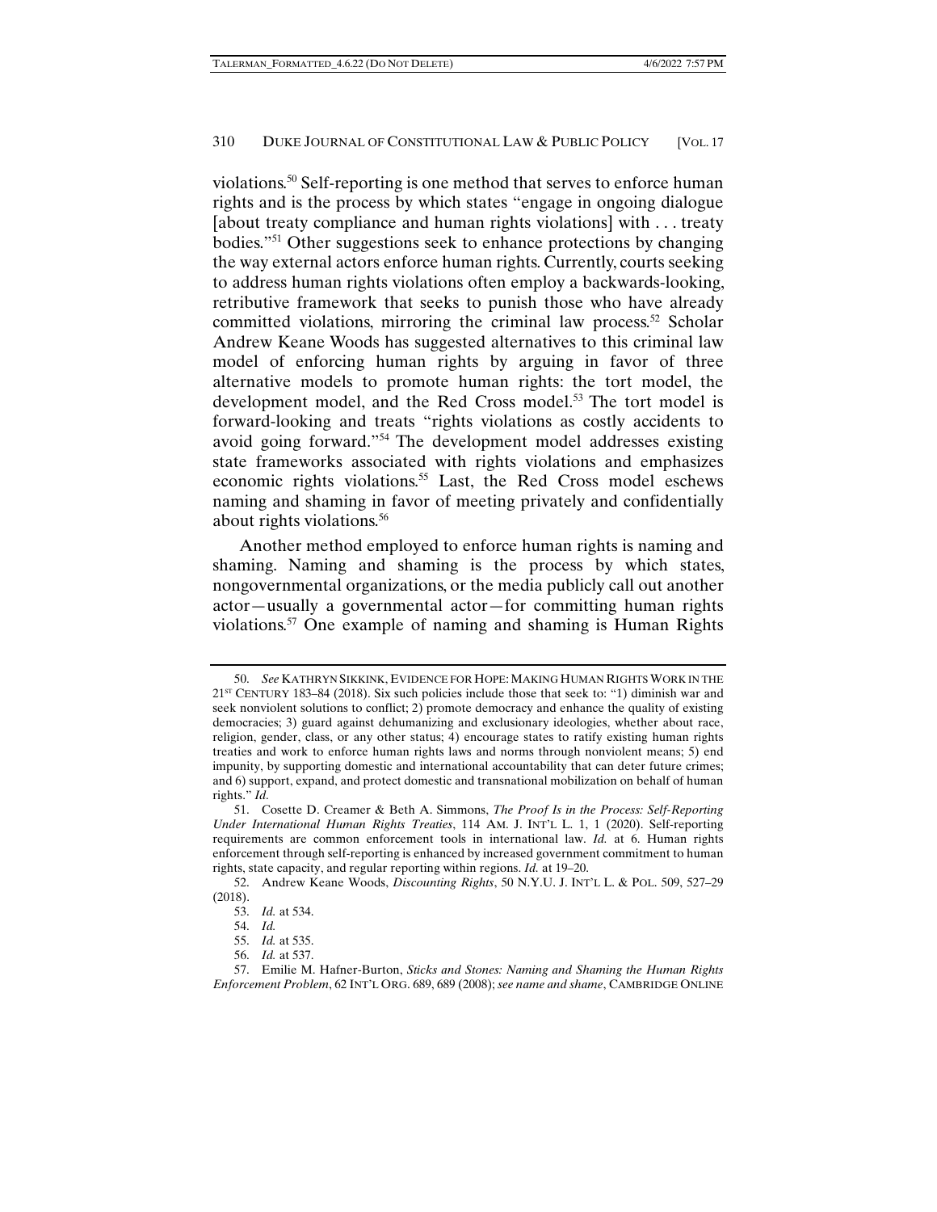violations.[50] Self-reporting is one method that serves to enforce human rights and is the process by which states "engage in ongoing dialogue [about treaty compliance and human rights violations] with . . . treaty bodies."[51] Other suggestions seek to enhance protections by changing the way external actors enforce human rights. Currently, courts seeking to address human rights violations often employ a backwards-looking, retributive framework that seeks to punish those who have already committed violations, mirroring the criminal law process.[52] Scholar Andrew Keane Woods has suggested alternatives to this criminal law model of enforcing human rights by arguing in favor of three alternative models to promote human rights: the tort model, the development model, and the Red Cross model.[53] The tort model is forward-looking and treats "rights violations as costly accidents to avoid going forward."[54] The development model addresses existing state frameworks associated with rights violations and emphasizes economic rights violations.[55] Last, the Red Cross model eschews naming and shaming in favor of meeting privately and confidentially about rights violations.[56]

Another method employed to enforce human rights is naming and shaming. Naming and shaming is the process by which states, nongovernmental organizations, or the media publicly call out another actor—usually a governmental actor—for committing human rights violations.[57] One example of naming and shaming is Human Rights

---

50. *See* KATHRYN SIKKINK, EVIDENCE FOR HOPE: MAKING HUMAN RIGHTS WORK IN THE 21ST CENTURY 183–84 (2018). Six such policies include those that seek to: "1) diminish war and seek nonviolent solutions to conflict; 2) promote democracy and enhance the quality of existing democracies; 3) guard against dehumanizing and exclusionary ideologies, whether about race, religion, gender, class, or any other status; 4) encourage states to ratify existing human rights treaties and work to enforce human rights laws and norms through nonviolent means; 5) end impunity, by supporting domestic and international accountability that can deter future crimes; and 6) support, expand, and protect domestic and transnational mobilization on behalf of human rights." *Id.*

51. Cosette D. Creamer & Beth A. Simmons, *The Proof Is in the Process: Self-Reporting Under International Human Rights Treaties*, 114 AM. J. INT'L L. 1, 1 (2020). Self-reporting requirements are common enforcement tools in international law. *Id.* at 6. Human rights enforcement through self-reporting is enhanced by increased government commitment to human rights, state capacity, and regular reporting within regions. *Id.* at 19–20.

52. Andrew Keane Woods, *Discounting Rights*, 50 N.Y.U. J. INT'L L. & POL. 509, 527–29 (2018).

53. *Id.* at 534.

54. *Id.*

55. *Id.* at 535.

56. *Id.* at 537.

57. Emilie M. Hafner-Burton, *Sticks and Stones: Naming and Shaming the Human Rights Enforcement Problem*, 62 INT'L ORG. 689, 689 (2008); *see name and shame*, CAMBRIDGE ONLINE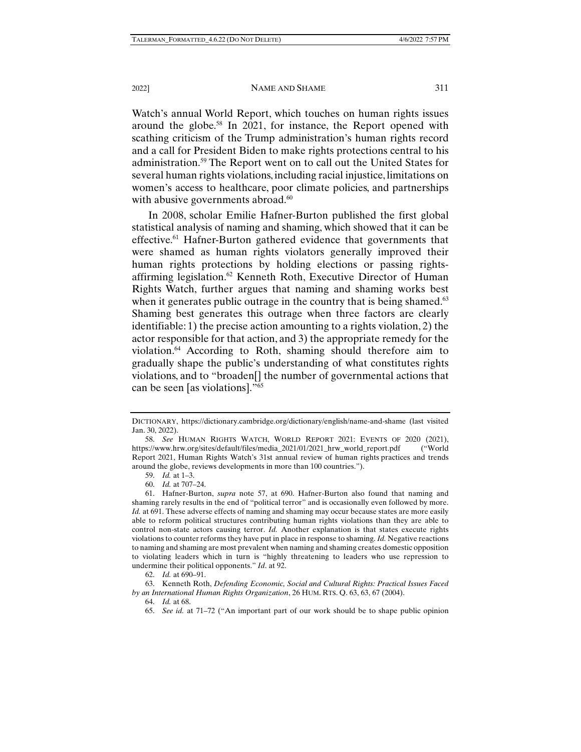Watch's annual World Report, which touches on human rights issues around the globe.[58] In 2021, for instance, the Report opened with scathing criticism of the Trump administration's human rights record and a call for President Biden to make rights protections central to his administration.[59] The Report went on to call out the United States for several human rights violations, including racial injustice, limitations on women's access to healthcare, poor climate policies, and partnerships with abusive governments abroad.[60]

In 2008, scholar Emilie Hafner-Burton published the first global statistical analysis of naming and shaming, which showed that it can be effective.[61] Hafner-Burton gathered evidence that governments that were shamed as human rights violators generally improved their human rights protections by holding elections or passing rights-affirming legislation.[62] Kenneth Roth, Executive Director of Human Rights Watch, further argues that naming and shaming works best when it generates public outrage in the country that is being shamed.[63] Shaming best generates this outrage when three factors are clearly identifiable: 1) the precise action amounting to a rights violation, 2) the actor responsible for that action, and 3) the appropriate remedy for the violation.[64] According to Roth, shaming should therefore aim to gradually shape the public's understanding of what constitutes rights violations, and to "broaden[] the number of governmental actions that can be seen [as violations]."[65]

---

DICTIONARY, https://dictionary.cambridge.org/dictionary/english/name-and-shame (last visited Jan. 30, 2022).

58. *See* HUMAN RIGHTS WATCH, WORLD REPORT 2021: EVENTS OF 2020 (2021), https://www.hrw.org/sites/default/files/media_2021/01/2021_hrw_world_report.pdf ("World Report 2021, Human Rights Watch's 31st annual review of human rights practices and trends around the globe, reviews developments in more than 100 countries.").

59. *Id.* at 1–3.

60. *Id.* at 707–24.

61. Hafner-Burton, *supra* note 57, at 690. Hafner-Burton also found that naming and shaming rarely results in the end of "political terror" and is occasionally even followed by more. *Id.* at 691. These adverse effects of naming and shaming may occur because states are more easily able to reform political structures contributing human rights violations than they are able to control non-state actors causing terror. *Id.* Another explanation is that states execute rights violations to counter reforms they have put in place in response to shaming. *Id.* Negative reactions to naming and shaming are most prevalent when naming and shaming creates domestic opposition to violating leaders which in turn is "highly threatening to leaders who use repression to undermine their political opponents." *Id*. at 92.

62. *Id.* at 690–91.

63. Kenneth Roth, *Defending Economic, Social and Cultural Rights: Practical Issues Faced by an International Human Rights Organization*, 26 HUM. RTS. Q. 63, 63, 67 (2004).

64. *Id.* at 68.

65. *See id.* at 71–72 ("An important part of our work should be to shape public opinion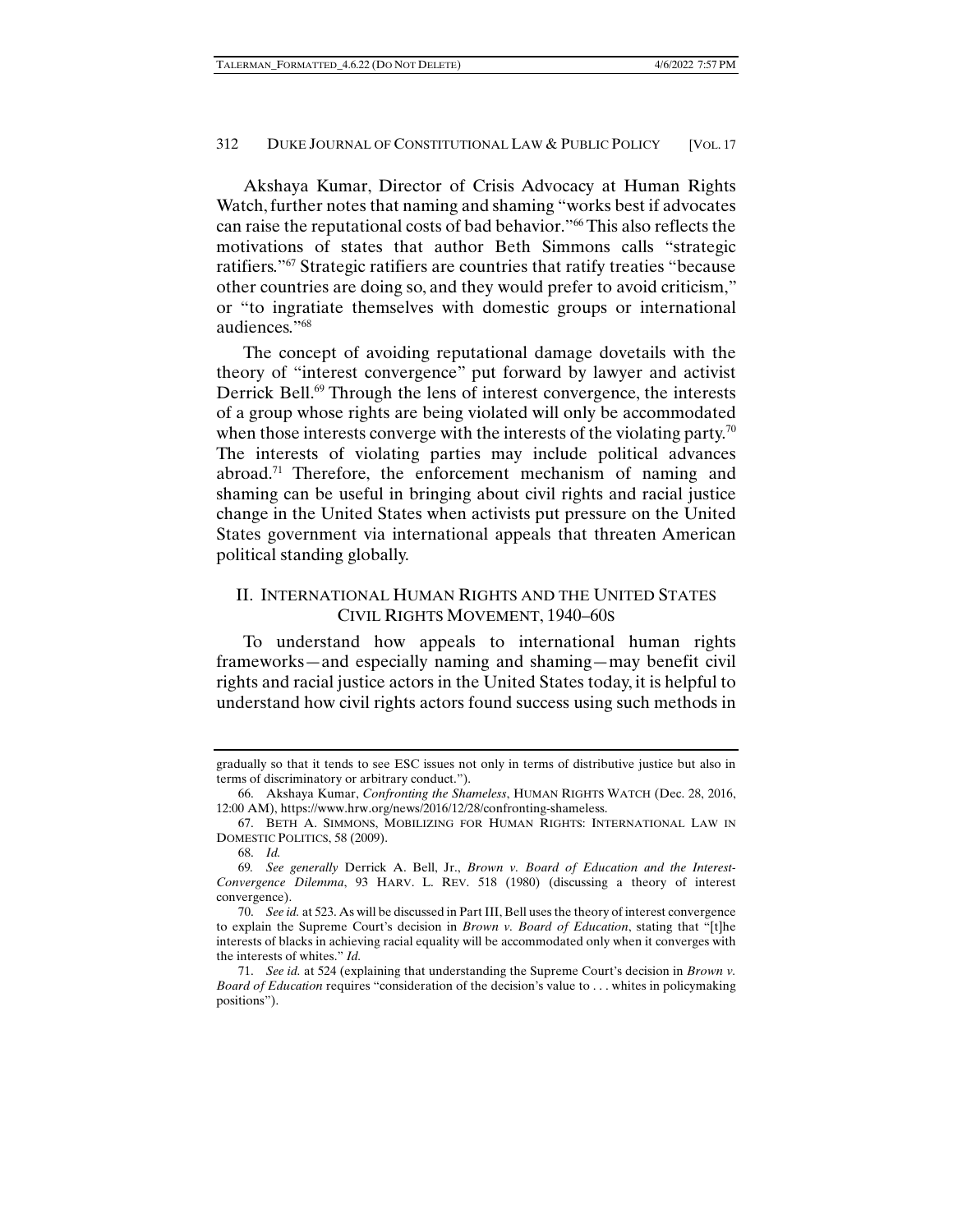Akshaya Kumar, Director of Crisis Advocacy at Human Rights Watch, further notes that naming and shaming "works best if advocates can raise the reputational costs of bad behavior."[66] This also reflects the motivations of states that author Beth Simmons calls "strategic ratifiers."[67] Strategic ratifiers are countries that ratify treaties "because other countries are doing so, and they would prefer to avoid criticism," or "to ingratiate themselves with domestic groups or international audiences."[68]

The concept of avoiding reputational damage dovetails with the theory of "interest convergence" put forward by lawyer and activist Derrick Bell.[69] Through the lens of interest convergence, the interests of a group whose rights are being violated will only be accommodated when those interests converge with the interests of the violating party.[70] The interests of violating parties may include political advances abroad.[71] Therefore, the enforcement mechanism of naming and shaming can be useful in bringing about civil rights and racial justice change in the United States when activists put pressure on the United States government via international appeals that threaten American political standing globally.

## II. International Human Rights and the United States Civil Rights Movement, 1940–60s

To understand how appeals to international human rights frameworks—and especially naming and shaming—may benefit civil rights and racial justice actors in the United States today, it is helpful to understand how civil rights actors found success using such methods in

---

gradually so that it tends to see ESC issues not only in terms of distributive justice but also in terms of discriminatory or arbitrary conduct.").

66. Akshaya Kumar, *Confronting the Shameless*, HUMAN RIGHTS WATCH (Dec. 28, 2016, 12:00 AM), https://www.hrw.org/news/2016/12/28/confronting-shameless.

67. BETH A. SIMMONS, MOBILIZING FOR HUMAN RIGHTS: INTERNATIONAL LAW IN DOMESTIC POLITICS, 58 (2009).

68. *Id.*

69. *See generally* Derrick A. Bell, Jr., *Brown v. Board of Education and the Interest-Convergence Dilemma*, 93 HARV. L. REV. 518 (1980) (discussing a theory of interest convergence).

70. *See id.* at 523. As will be discussed in Part III, Bell uses the theory of interest convergence to explain the Supreme Court's decision in *Brown v. Board of Education*, stating that "[t]he interests of blacks in achieving racial equality will be accommodated only when it converges with the interests of whites." *Id.*

71. *See id.* at 524 (explaining that understanding the Supreme Court's decision in *Brown v. Board of Education* requires "consideration of the decision's value to . . . whites in policymaking positions").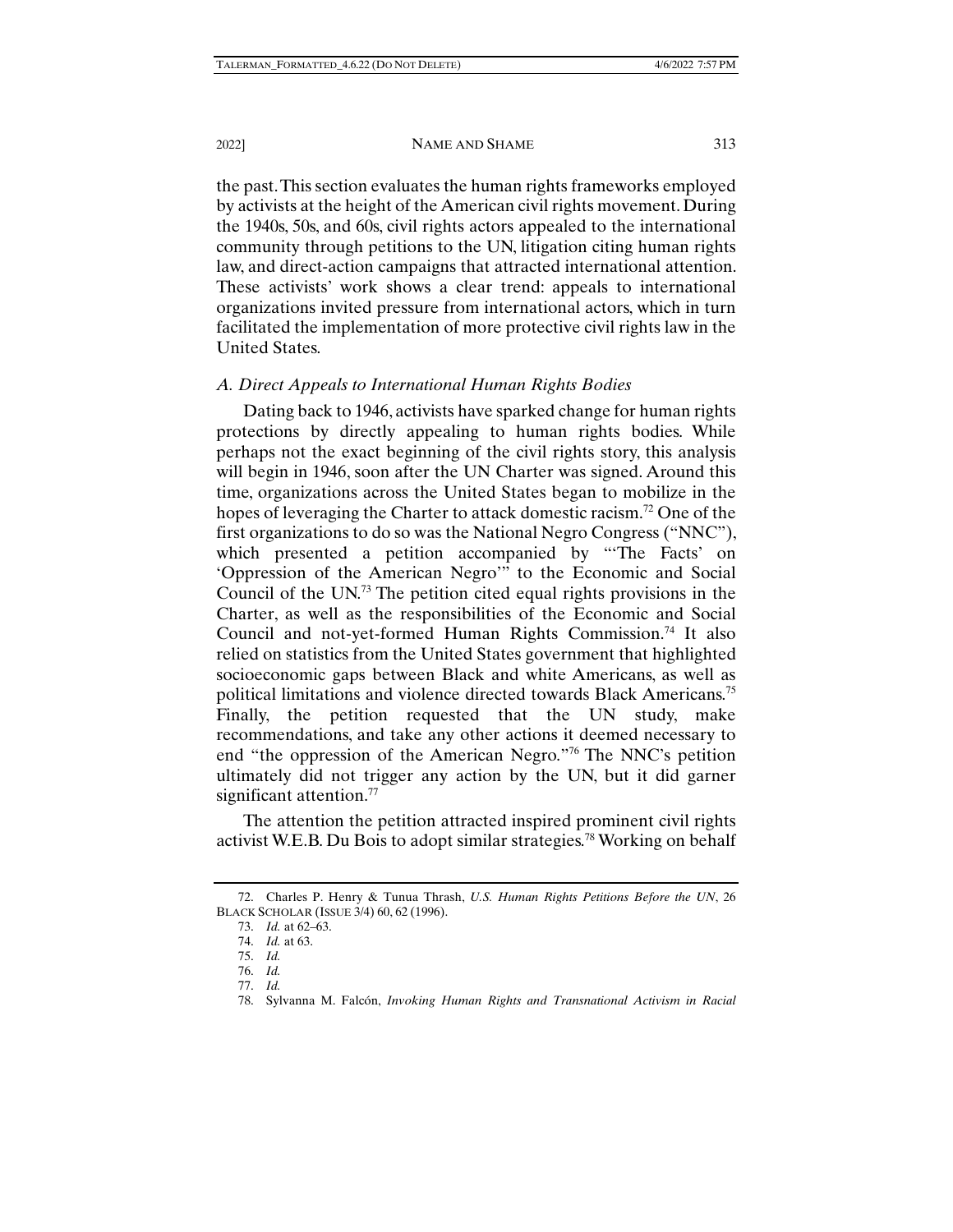the past. This section evaluates the human rights frameworks employed by activists at the height of the American civil rights movement. During the 1940s, 50s, and 60s, civil rights actors appealed to the international community through petitions to the UN, litigation citing human rights law, and direct-action campaigns that attracted international attention. These activists' work shows a clear trend: appeals to international organizations invited pressure from international actors, which in turn facilitated the implementation of more protective civil rights law in the United States.

### *A. Direct Appeals to International Human Rights Bodies*

Dating back to 1946, activists have sparked change for human rights protections by directly appealing to human rights bodies. While perhaps not the exact beginning of the civil rights story, this analysis will begin in 1946, soon after the UN Charter was signed. Around this time, organizations across the United States began to mobilize in the hopes of leveraging the Charter to attack domestic racism.[72] One of the first organizations to do so was the National Negro Congress ("NNC"), which presented a petition accompanied by "'The Facts' on 'Oppression of the American Negro'" to the Economic and Social Council of the UN.[73] The petition cited equal rights provisions in the Charter, as well as the responsibilities of the Economic and Social Council and not-yet-formed Human Rights Commission.[74] It also relied on statistics from the United States government that highlighted socioeconomic gaps between Black and white Americans, as well as political limitations and violence directed towards Black Americans.[75] Finally, the petition requested that the UN study, make recommendations, and take any other actions it deemed necessary to end "the oppression of the American Negro."[76] The NNC's petition ultimately did not trigger any action by the UN, but it did garner significant attention.[77]

The attention the petition attracted inspired prominent civil rights activist W.E.B. Du Bois to adopt similar strategies.[78] Working on behalf

---

72. Charles P. Henry & Tunua Thrash, *U.S. Human Rights Petitions Before the UN*, 26 BLACK SCHOLAR (ISSUE 3/4) 60, 62 (1996).

73. *Id.* at 62–63.

74. *Id.* at 63.

75. *Id.*

76. *Id.*

77. *Id.*

78. Sylvanna M. Falcón, *Invoking Human Rights and Transnational Activism in Racial*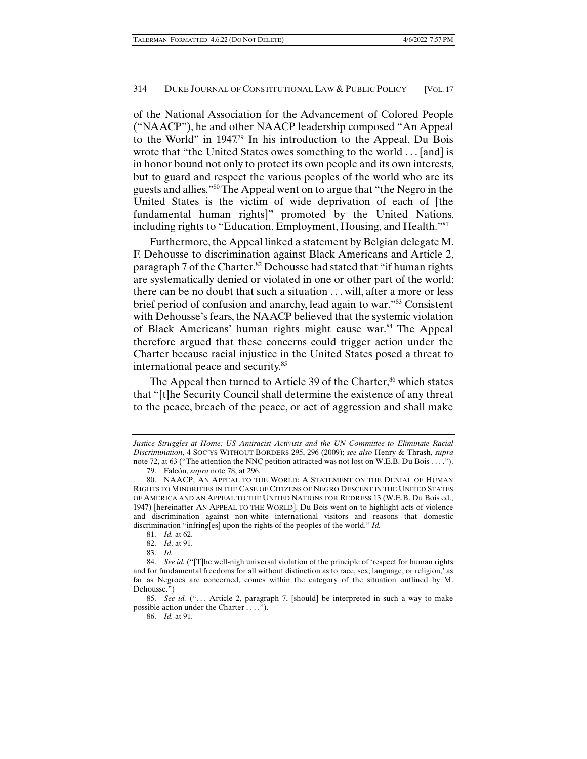of the National Association for the Advancement of Colored People ("NAACP"), he and other NAACP leadership composed "An Appeal to the World" in 1947.[79] In his introduction to the Appeal, Du Bois wrote that "the United States owes something to the world . . . [and] is in honor bound not only to protect its own people and its own interests, but to guard and respect the various peoples of the world who are its guests and allies."[80] The Appeal went on to argue that "the Negro in the United States is the victim of wide deprivation of each of [the fundamental human rights]" promoted by the United Nations, including rights to "Education, Employment, Housing, and Health."[81]

Furthermore, the Appeal linked a statement by Belgian delegate M. F. Dehousse to discrimination against Black Americans and Article 2, paragraph 7 of the Charter.[82] Dehousse had stated that "if human rights are systematically denied or violated in one or other part of the world; there can be no doubt that such a situation . . . will, after a more or less brief period of confusion and anarchy, lead again to war."[83] Consistent with Dehousse's fears, the NAACP believed that the systemic violation of Black Americans' human rights might cause war.[84] The Appeal therefore argued that these concerns could trigger action under the Charter because racial injustice in the United States posed a threat to international peace and security.[85]

The Appeal then turned to Article 39 of the Charter,[86] which states that "[t]he Security Council shall determine the existence of any threat to the peace, breach of the peace, or act of aggression and shall make

---

*Justice Struggles at Home: US Antiracist Activists and the UN Committee to Eliminate Racial Discrimination*, 4 SOC'YS WITHOUT BORDERS 295, 296 (2009); *see also* Henry & Thrash, *supra* note 72, at 63 ("The attention the NNC petition attracted was not lost on W.E.B. Du Bois . . . .").

79. Falcón, *supra* note 78, at 296.

80. NAACP, AN APPEAL TO THE WORLD: A STATEMENT ON THE DENIAL OF HUMAN RIGHTS TO MINORITIES IN THE CASE OF CITIZENS OF NEGRO DESCENT IN THE UNITED STATES OF AMERICA AND AN APPEAL TO THE UNITED NATIONS FOR REDRESS 13 (W.E.B. Du Bois ed., 1947) [hereinafter AN APPEAL TO THE WORLD]. Du Bois went on to highlight acts of violence and discrimination against non-white international visitors and reasons that domestic discrimination "infring[es] upon the rights of the peoples of the world." *Id.*

81. *Id.* at 62.

82. *Id*. at 91.

83. *Id.*

84. *See id.* ("[T]he well-nigh universal violation of the principle of 'respect for human rights and for fundamental freedoms for all without distinction as to race, sex, language, or religion,' as far as Negroes are concerned, comes within the category of the situation outlined by M. Dehousse.")

85. *See id.* (". . . Article 2, paragraph 7, [should] be interpreted in such a way to make possible action under the Charter . . . .").

86. *Id.* at 91.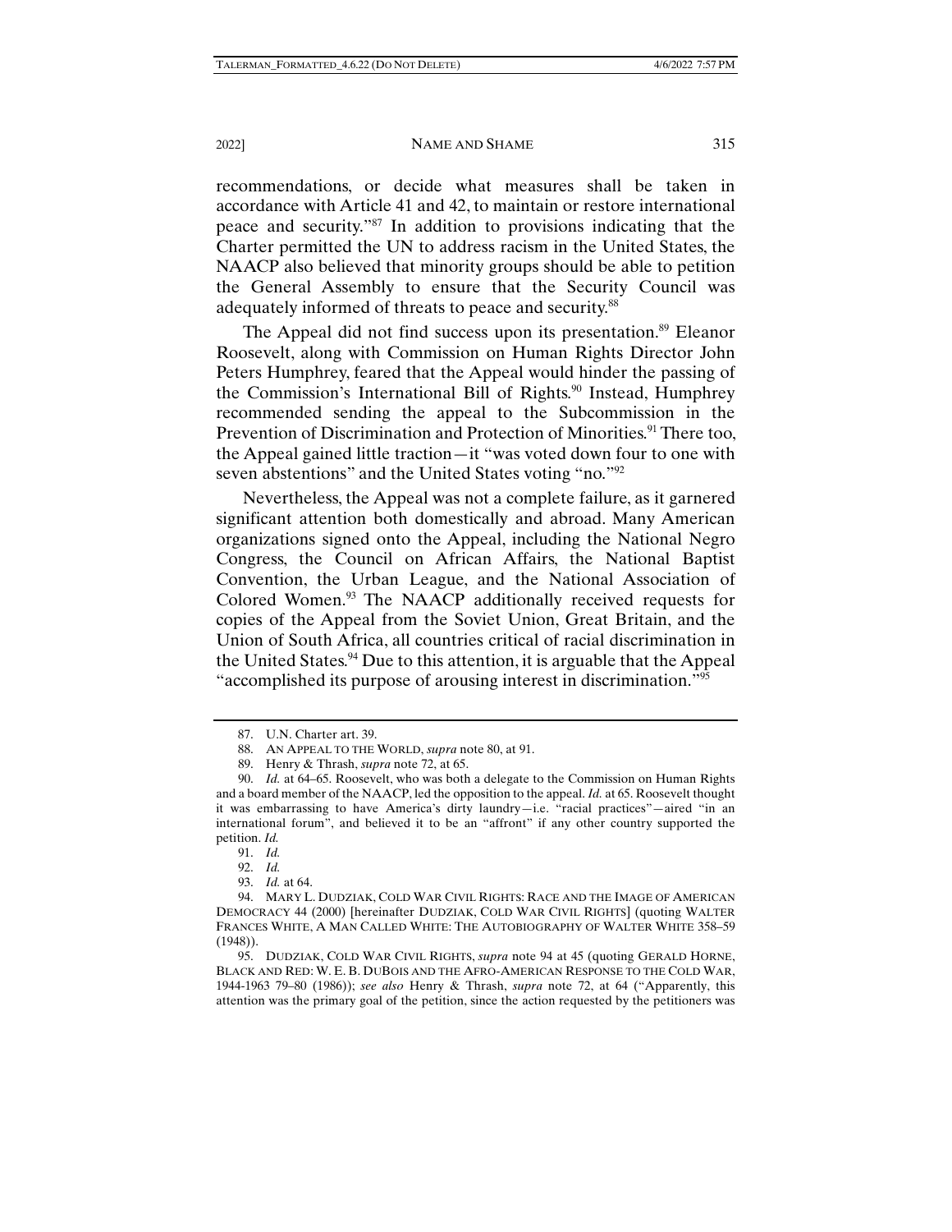recommendations, or decide what measures shall be taken in accordance with Article 41 and 42, to maintain or restore international peace and security."[87] In addition to provisions indicating that the Charter permitted the UN to address racism in the United States, the NAACP also believed that minority groups should be able to petition the General Assembly to ensure that the Security Council was adequately informed of threats to peace and security.[88]

The Appeal did not find success upon its presentation.[89] Eleanor Roosevelt, along with Commission on Human Rights Director John Peters Humphrey, feared that the Appeal would hinder the passing of the Commission's International Bill of Rights.[90] Instead, Humphrey recommended sending the appeal to the Subcommission in the Prevention of Discrimination and Protection of Minorities.[91] There too, the Appeal gained little traction—it "was voted down four to one with seven abstentions" and the United States voting "no."[92]

Nevertheless, the Appeal was not a complete failure, as it garnered significant attention both domestically and abroad. Many American organizations signed onto the Appeal, including the National Negro Congress, the Council on African Affairs, the National Baptist Convention, the Urban League, and the National Association of Colored Women.[93] The NAACP additionally received requests for copies of the Appeal from the Soviet Union, Great Britain, and the Union of South Africa, all countries critical of racial discrimination in the United States.[94] Due to this attention, it is arguable that the Appeal "accomplished its purpose of arousing interest in discrimination."[95]

---

87. U.N. Charter art. 39.

88. AN APPEAL TO THE WORLD, *supra* note 80, at 91.

89. Henry & Thrash, *supra* note 72, at 65.

90. *Id.* at 64–65. Roosevelt, who was both a delegate to the Commission on Human Rights and a board member of the NAACP, led the opposition to the appeal. *Id.* at 65. Roosevelt thought it was embarrassing to have America's dirty laundry—i.e. "racial practices"—aired "in an international forum", and believed it to be an "affront" if any other country supported the petition. *Id.*

91. *Id.*

92. *Id.*

93. *Id.* at 64.

94. MARY L. DUDZIAK, COLD WAR CIVIL RIGHTS: RACE AND THE IMAGE OF AMERICAN DEMOCRACY 44 (2000) [hereinafter DUDZIAK, COLD WAR CIVIL RIGHTS] (quoting WALTER FRANCES WHITE, A MAN CALLED WHITE: THE AUTOBIOGRAPHY OF WALTER WHITE 358–59 (1948)).

95. DUDZIAK, COLD WAR CIVIL RIGHTS, *supra* note 94 at 45 (quoting GERALD HORNE, BLACK AND RED: W. E. B. DUBOIS AND THE AFRO-AMERICAN RESPONSE TO THE COLD WAR, 1944-1963 79–80 (1986)); *see also* Henry & Thrash, *supra* note 72, at 64 ("Apparently, this attention was the primary goal of the petition, since the action requested by the petitioners was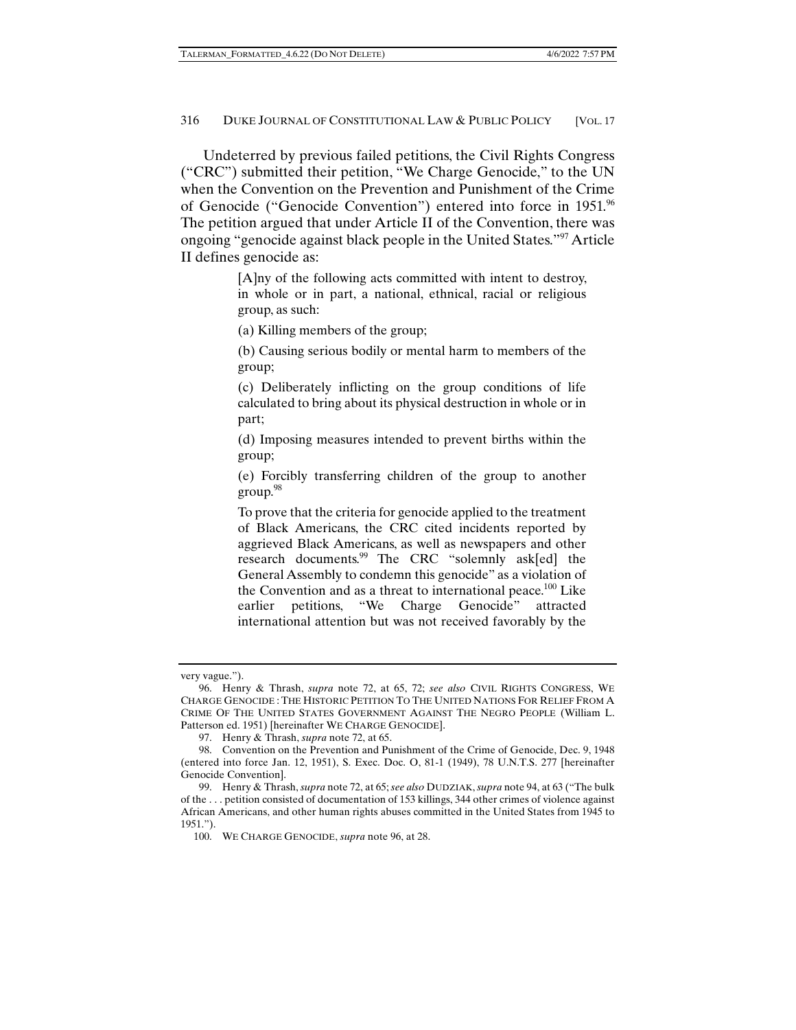Undeterred by previous failed petitions, the Civil Rights Congress ("CRC") submitted their petition, "We Charge Genocide," to the UN when the Convention on the Prevention and Punishment of the Crime of Genocide ("Genocide Convention") entered into force in 1951.[96] The petition argued that under Article II of the Convention, there was ongoing "genocide against black people in the United States."[97] Article II defines genocide as:

> [A]ny of the following acts committed with intent to destroy, in whole or in part, a national, ethnical, racial or religious group, as such:
>
> (a) Killing members of the group;
>
> (b) Causing serious bodily or mental harm to members of the group;
>
> (c) Deliberately inflicting on the group conditions of life calculated to bring about its physical destruction in whole or in part;
>
> (d) Imposing measures intended to prevent births within the group;
>
> (e) Forcibly transferring children of the group to another group.[98]
>
> To prove that the criteria for genocide applied to the treatment of Black Americans, the CRC cited incidents reported by aggrieved Black Americans, as well as newspapers and other research documents.[99] The CRC "solemnly ask[ed] the General Assembly to condemn this genocide" as a violation of the Convention and as a threat to international peace.[100] Like earlier petitions, "We Charge Genocide" attracted international attention but was not received favorably by the

---

very vague.").

96. Henry & Thrash, *supra* note 72, at 65, 72; *see also* CIVIL RIGHTS CONGRESS, WE CHARGE GENOCIDE : THE HISTORIC PETITION TO THE UNITED NATIONS FOR RELIEF FROM A CRIME OF THE UNITED STATES GOVERNMENT AGAINST THE NEGRO PEOPLE (William L. Patterson ed. 1951) [hereinafter WE CHARGE GENOCIDE].

97. Henry & Thrash, *supra* note 72, at 65.

98. Convention on the Prevention and Punishment of the Crime of Genocide, Dec. 9, 1948 (entered into force Jan. 12, 1951), S. Exec. Doc. O, 81-1 (1949), 78 U.N.T.S. 277 [hereinafter Genocide Convention].

99. Henry & Thrash, *supra* note 72, at 65; *see also* DUDZIAK, *supra* note 94, at 63 ("The bulk of the . . . petition consisted of documentation of 153 killings, 344 other crimes of violence against African Americans, and other human rights abuses committed in the United States from 1945 to 1951.").

100. WE CHARGE GENOCIDE, *supra* note 96, at 28.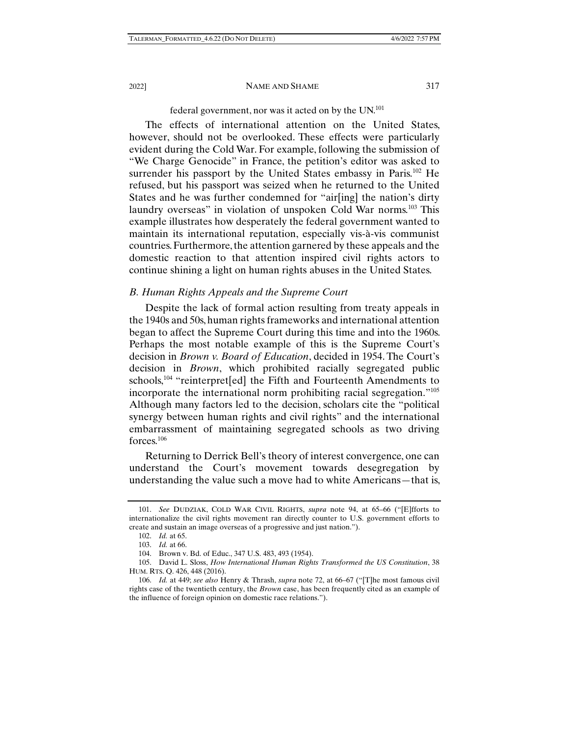federal government, nor was it acted on by the UN.[101]

The effects of international attention on the United States, however, should not be overlooked. These effects were particularly evident during the Cold War. For example, following the submission of "We Charge Genocide" in France, the petition's editor was asked to surrender his passport by the United States embassy in Paris.[102] He refused, but his passport was seized when he returned to the United States and he was further condemned for "air[ing] the nation's dirty laundry overseas" in violation of unspoken Cold War norms.[103] This example illustrates how desperately the federal government wanted to maintain its international reputation, especially vis-à-vis communist countries. Furthermore, the attention garnered by these appeals and the domestic reaction to that attention inspired civil rights actors to continue shining a light on human rights abuses in the United States.

### *B. Human Rights Appeals and the Supreme Court*

Despite the lack of formal action resulting from treaty appeals in the 1940s and 50s, human rights frameworks and international attention began to affect the Supreme Court during this time and into the 1960s. Perhaps the most notable example of this is the Supreme Court's decision in *Brown v. Board of Education*, decided in 1954. The Court's decision in *Brown*, which prohibited racially segregated public schools,[104] "reinterpret[ed] the Fifth and Fourteenth Amendments to incorporate the international norm prohibiting racial segregation."[105] Although many factors led to the decision, scholars cite the "political synergy between human rights and civil rights" and the international embarrassment of maintaining segregated schools as two driving forces.[106]

Returning to Derrick Bell's theory of interest convergence, one can understand the Court's movement towards desegregation by understanding the value such a move had to white Americans—that is,

---

101. *See* DUDZIAK, COLD WAR CIVIL RIGHTS, *supra* note 94, at 65–66 ("[E]fforts to internationalize the civil rights movement ran directly counter to U.S. government efforts to create and sustain an image overseas of a progressive and just nation.").

102. *Id.* at 65.

103. *Id.* at 66.

104. Brown v. Bd. of Educ., 347 U.S. 483, 493 (1954).

105. David L. Sloss, *How International Human Rights Transformed the US Constitution*, 38 HUM. RTS. Q. 426, 448 (2016).

106. *Id.* at 449; *see also* Henry & Thrash, *supra* note 72, at 66–67 ("[T]he most famous civil rights case of the twentieth century, the *Brown* case, has been frequently cited as an example of the influence of foreign opinion on domestic race relations.").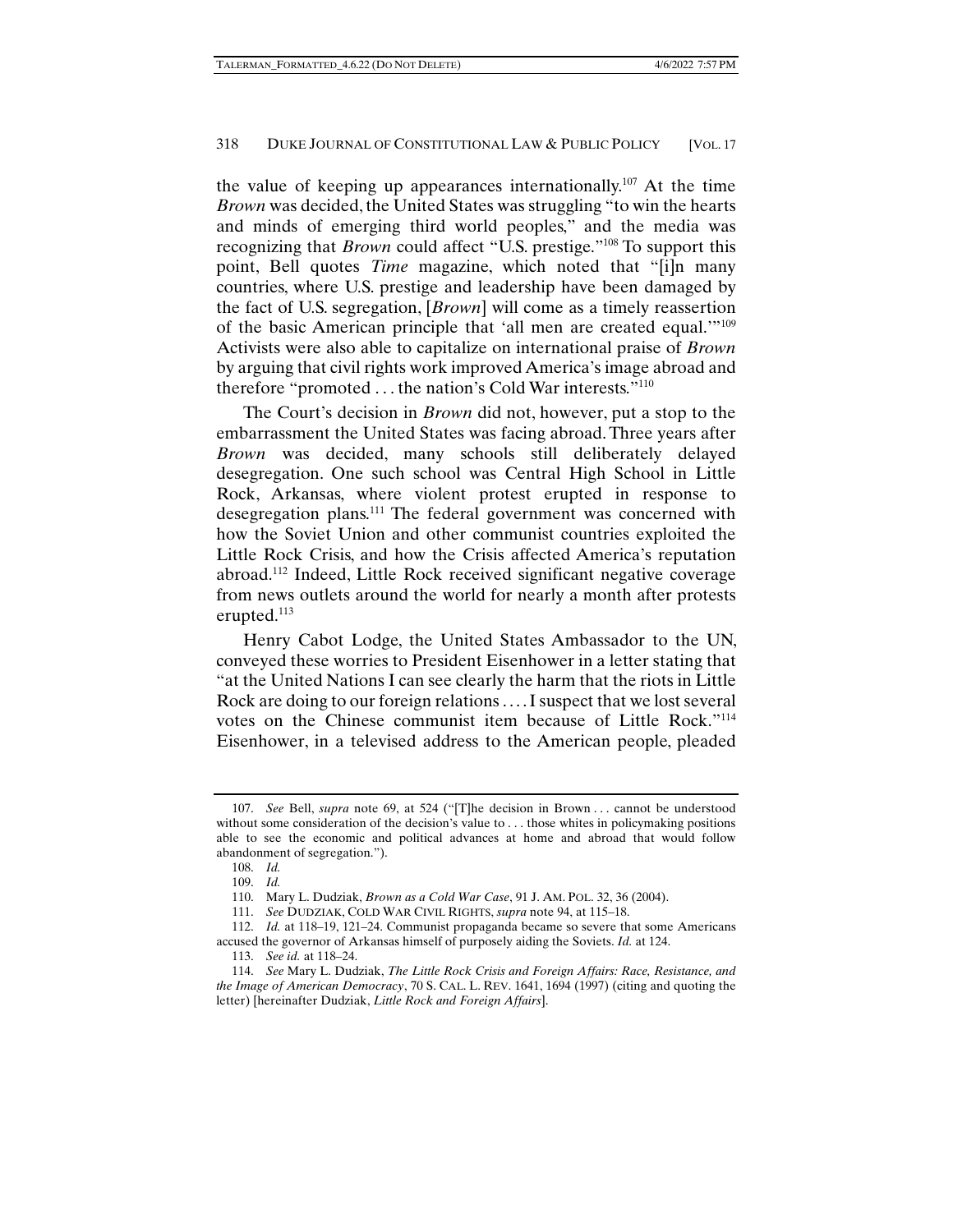the value of keeping up appearances internationally.[107] At the time *Brown* was decided, the United States was struggling "to win the hearts and minds of emerging third world peoples," and the media was recognizing that *Brown* could affect "U.S. prestige."[108] To support this point, Bell quotes *Time* magazine, which noted that "[i]n many countries, where U.S. prestige and leadership have been damaged by the fact of U.S. segregation, [*Brown*] will come as a timely reassertion of the basic American principle that 'all men are created equal.'"[109] Activists were also able to capitalize on international praise of *Brown* by arguing that civil rights work improved America's image abroad and therefore "promoted . . . the nation's Cold War interests."[110]

The Court's decision in *Brown* did not, however, put a stop to the embarrassment the United States was facing abroad. Three years after *Brown* was decided, many schools still deliberately delayed desegregation. One such school was Central High School in Little Rock, Arkansas, where violent protest erupted in response to desegregation plans.[111] The federal government was concerned with how the Soviet Union and other communist countries exploited the Little Rock Crisis, and how the Crisis affected America's reputation abroad.[112] Indeed, Little Rock received significant negative coverage from news outlets around the world for nearly a month after protests erupted.[113]

Henry Cabot Lodge, the United States Ambassador to the UN, conveyed these worries to President Eisenhower in a letter stating that "at the United Nations I can see clearly the harm that the riots in Little Rock are doing to our foreign relations . . . . I suspect that we lost several votes on the Chinese communist item because of Little Rock."[114] Eisenhower, in a televised address to the American people, pleaded

---

107. *See* Bell, *supra* note 69, at 524 ("[T]he decision in Brown . . . cannot be understood without some consideration of the decision's value to . . . those whites in policymaking positions able to see the economic and political advances at home and abroad that would follow abandonment of segregation.").

108. *Id.*

109. *Id.*

110. Mary L. Dudziak, *Brown as a Cold War Case*, 91 J. AM. POL. 32, 36 (2004).

111. *See* DUDZIAK, COLD WAR CIVIL RIGHTS, *supra* note 94, at 115–18.

112. *Id.* at 118–19, 121–24. Communist propaganda became so severe that some Americans accused the governor of Arkansas himself of purposely aiding the Soviets. *Id.* at 124.

113. *See id.* at 118–24.

114. *See* Mary L. Dudziak, *The Little Rock Crisis and Foreign Affairs: Race, Resistance, and the Image of American Democracy*, 70 S. CAL. L. REV. 1641, 1694 (1997) (citing and quoting the letter) [hereinafter Dudziak, *Little Rock and Foreign Affairs*].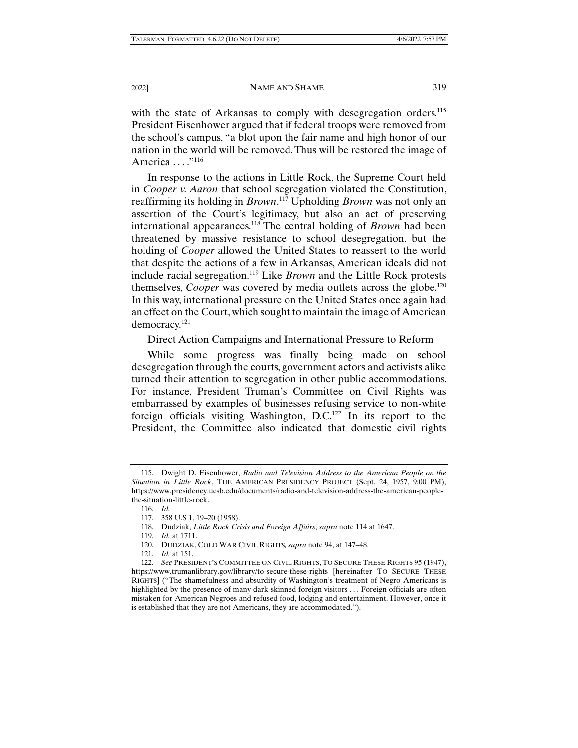with the state of Arkansas to comply with desegregation orders.[115] President Eisenhower argued that if federal troops were removed from the school's campus, "a blot upon the fair name and high honor of our nation in the world will be removed. Thus will be restored the image of America . . . ."[116]

In response to the actions in Little Rock, the Supreme Court held in *Cooper v. Aaron* that school segregation violated the Constitution, reaffirming its holding in *Brown*.[117] Upholding *Brown* was not only an assertion of the Court's legitimacy, but also an act of preserving international appearances.[118] The central holding of *Brown* had been threatened by massive resistance to school desegregation, but the holding of *Cooper* allowed the United States to reassert to the world that despite the actions of a few in Arkansas, American ideals did not include racial segregation.[119] Like *Brown* and the Little Rock protests themselves, *Cooper* was covered by media outlets across the globe.[120] In this way, international pressure on the United States once again had an effect on the Court, which sought to maintain the image of American democracy.[121]

### Direct Action Campaigns and International Pressure to Reform

While some progress was finally being made on school desegregation through the courts, government actors and activists alike turned their attention to segregation in other public accommodations. For instance, President Truman's Committee on Civil Rights was embarrassed by examples of businesses refusing service to non-white foreign officials visiting Washington, D.C.[122] In its report to the President, the Committee also indicated that domestic civil rights

---

115. Dwight D. Eisenhower, *Radio and Television Address to the American People on the Situation in Little Rock*, THE AMERICAN PRESIDENCY PROJECT (Sept. 24, 1957, 9:00 PM), https://www.presidency.ucsb.edu/documents/radio-and-television-address-the-american-people-the-situation-little-rock.

116. *Id.*

117. 358 U.S 1, 19–20 (1958).

118. Dudziak, *Little Rock Crisis and Foreign Affairs*, *supra* note 114 at 1647.

119. *Id.* at 1711.

120. DUDZIAK, COLD WAR CIVIL RIGHTS, *supra* note 94, at 147–48.

121. *Id.* at 151.

122. *See* PRESIDENT'S COMMITTEE ON CIVIL RIGHTS, TO SECURE THESE RIGHTS 95 (1947), https://www.trumanlibrary.gov/library/to-secure-these-rights [hereinafter TO SECURE THESE RIGHTS] ("The shamefulness and absurdity of Washington's treatment of Negro Americans is highlighted by the presence of many dark-skinned foreign visitors . . . Foreign officials are often mistaken for American Negroes and refused food, lodging and entertainment. However, once it is established that they are not Americans, they are accommodated.").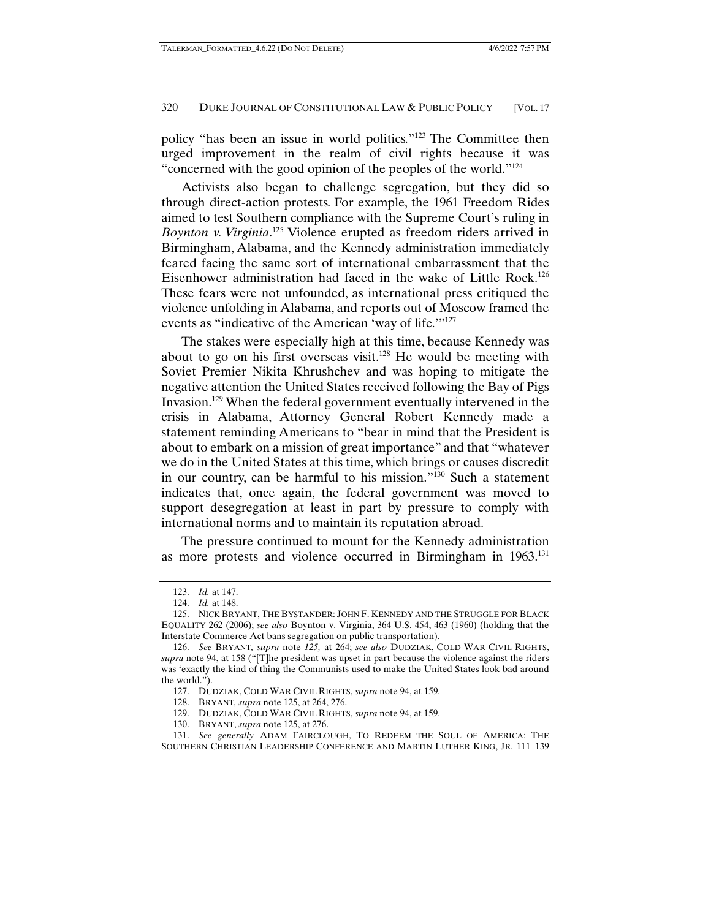policy "has been an issue in world politics."[123] The Committee then urged improvement in the realm of civil rights because it was "concerned with the good opinion of the peoples of the world."[124]

Activists also began to challenge segregation, but they did so through direct-action protests. For example, the 1961 Freedom Rides aimed to test Southern compliance with the Supreme Court's ruling in *Boynton v. Virginia*.[125] Violence erupted as freedom riders arrived in Birmingham, Alabama, and the Kennedy administration immediately feared facing the same sort of international embarrassment that the Eisenhower administration had faced in the wake of Little Rock.[126] These fears were not unfounded, as international press critiqued the violence unfolding in Alabama, and reports out of Moscow framed the events as "indicative of the American 'way of life.'"[127]

The stakes were especially high at this time, because Kennedy was about to go on his first overseas visit.[128] He would be meeting with Soviet Premier Nikita Khrushchev and was hoping to mitigate the negative attention the United States received following the Bay of Pigs Invasion.[129] When the federal government eventually intervened in the crisis in Alabama, Attorney General Robert Kennedy made a statement reminding Americans to "bear in mind that the President is about to embark on a mission of great importance" and that "whatever we do in the United States at this time, which brings or causes discredit in our country, can be harmful to his mission."[130] Such a statement indicates that, once again, the federal government was moved to support desegregation at least in part by pressure to comply with international norms and to maintain its reputation abroad.

The pressure continued to mount for the Kennedy administration as more protests and violence occurred in Birmingham in 1963.[131]

---

123. *Id.* at 147.

124. *Id.* at 148.

125. NICK BRYANT, THE BYSTANDER: JOHN F. KENNEDY AND THE STRUGGLE FOR BLACK EQUALITY 262 (2006); *see also* Boynton v. Virginia, 364 U.S. 454, 463 (1960) (holding that the Interstate Commerce Act bans segregation on public transportation).

126. *See* BRYANT, *supra* note *125,* at 264; *see also* DUDZIAK, COLD WAR CIVIL RIGHTS, *supra* note 94, at 158 ("[T]he president was upset in part because the violence against the riders was 'exactly the kind of thing the Communists used to make the United States look bad around the world.").

127. DUDZIAK, COLD WAR CIVIL RIGHTS, *supra* note 94, at 159.

128. BRYANT, *supra* note 125, at 264, 276.

129. DUDZIAK, COLD WAR CIVIL RIGHTS, *supra* note 94, at 159.

130. BRYANT, *supra* note 125, at 276.

131. *See generally* ADAM FAIRCLOUGH, TO REDEEM THE SOUL OF AMERICA: THE SOUTHERN CHRISTIAN LEADERSHIP CONFERENCE AND MARTIN LUTHER KING, JR. 111–139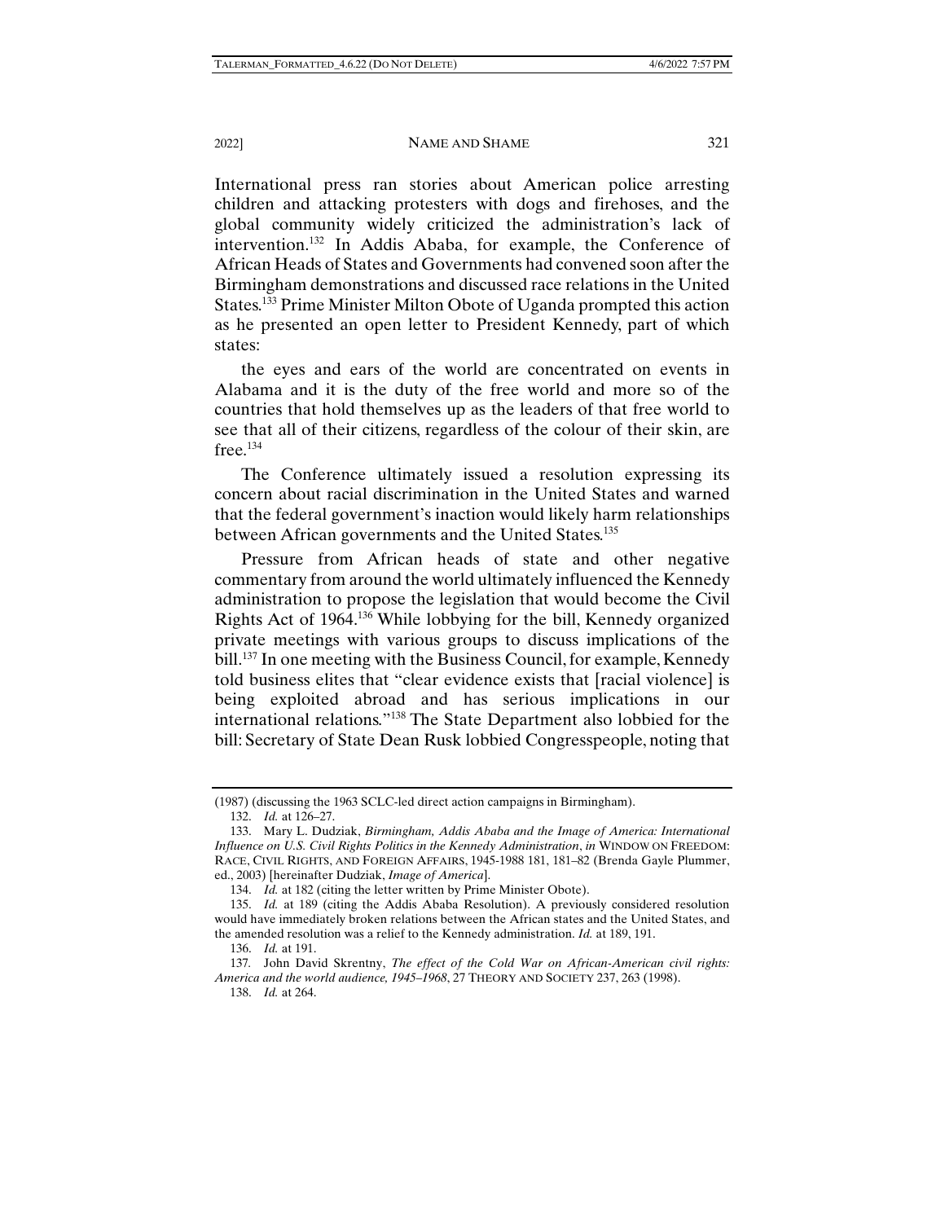International press ran stories about American police arresting children and attacking protesters with dogs and firehoses, and the global community widely criticized the administration's lack of intervention.[132] In Addis Ababa, for example, the Conference of African Heads of States and Governments had convened soon after the Birmingham demonstrations and discussed race relations in the United States.[133] Prime Minister Milton Obote of Uganda prompted this action as he presented an open letter to President Kennedy, part of which states:

> the eyes and ears of the world are concentrated on events in Alabama and it is the duty of the free world and more so of the countries that hold themselves up as the leaders of that free world to see that all of their citizens, regardless of the colour of their skin, are free.[134]

The Conference ultimately issued a resolution expressing its concern about racial discrimination in the United States and warned that the federal government's inaction would likely harm relationships between African governments and the United States.[135]

Pressure from African heads of state and other negative commentary from around the world ultimately influenced the Kennedy administration to propose the legislation that would become the Civil Rights Act of 1964.[136] While lobbying for the bill, Kennedy organized private meetings with various groups to discuss implications of the bill.[137] In one meeting with the Business Council, for example, Kennedy told business elites that "clear evidence exists that [racial violence] is being exploited abroad and has serious implications in our international relations."[138] The State Department also lobbied for the bill: Secretary of State Dean Rusk lobbied Congresspeople, noting that

---

(1987) (discussing the 1963 SCLC-led direct action campaigns in Birmingham).

132. *Id.* at 126–27.

133. Mary L. Dudziak, *Birmingham, Addis Ababa and the Image of America: International Influence on U.S. Civil Rights Politics in the Kennedy Administration*, *in* WINDOW ON FREEDOM: RACE, CIVIL RIGHTS, AND FOREIGN AFFAIRS, 1945-1988 181, 181–82 (Brenda Gayle Plummer, ed., 2003) [hereinafter Dudziak, *Image of America*].

134. *Id.* at 182 (citing the letter written by Prime Minister Obote).

135. *Id.* at 189 (citing the Addis Ababa Resolution). A previously considered resolution would have immediately broken relations between the African states and the United States, and the amended resolution was a relief to the Kennedy administration. *Id.* at 189, 191.

136. *Id.* at 191.

137. John David Skrentny, *The effect of the Cold War on African-American civil rights: America and the world audience, 1945–1968*, 27 THEORY AND SOCIETY 237, 263 (1998).

138. *Id.* at 264.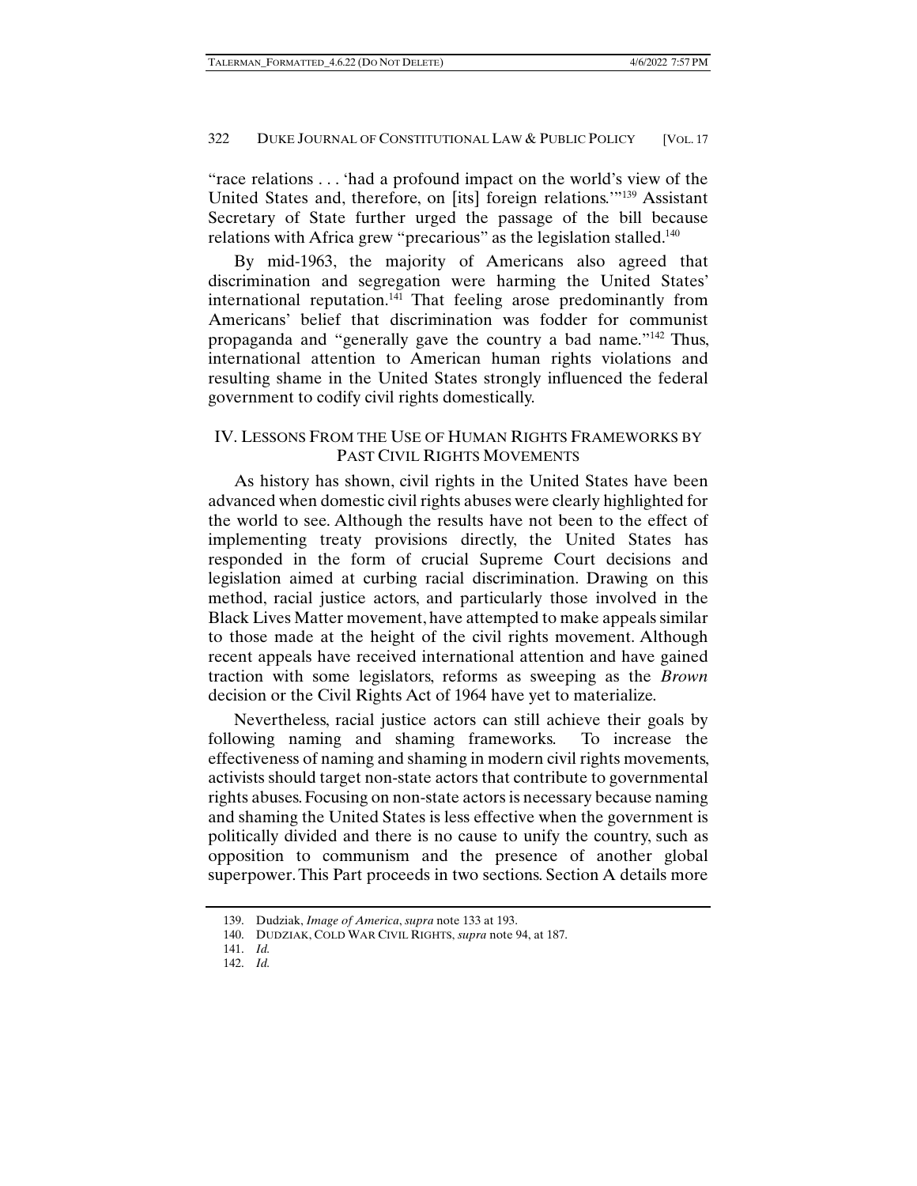"race relations . . . 'had a profound impact on the world's view of the United States and, therefore, on [its] foreign relations.'"[139] Assistant Secretary of State further urged the passage of the bill because relations with Africa grew "precarious" as the legislation stalled.[140]

By mid-1963, the majority of Americans also agreed that discrimination and segregation were harming the United States' international reputation.[141] That feeling arose predominantly from Americans' belief that discrimination was fodder for communist propaganda and "generally gave the country a bad name."[142] Thus, international attention to American human rights violations and resulting shame in the United States strongly influenced the federal government to codify civil rights domestically.

## IV. LESSONS FROM THE USE OF HUMAN RIGHTS FRAMEWORKS BY PAST CIVIL RIGHTS MOVEMENTS

As history has shown, civil rights in the United States have been advanced when domestic civil rights abuses were clearly highlighted for the world to see. Although the results have not been to the effect of implementing treaty provisions directly, the United States has responded in the form of crucial Supreme Court decisions and legislation aimed at curbing racial discrimination. Drawing on this method, racial justice actors, and particularly those involved in the Black Lives Matter movement, have attempted to make appeals similar to those made at the height of the civil rights movement. Although recent appeals have received international attention and have gained traction with some legislators, reforms as sweeping as the *Brown* decision or the Civil Rights Act of 1964 have yet to materialize.

Nevertheless, racial justice actors can still achieve their goals by following naming and shaming frameworks. To increase the effectiveness of naming and shaming in modern civil rights movements, activists should target non-state actors that contribute to governmental rights abuses. Focusing on non-state actors is necessary because naming and shaming the United States is less effective when the government is politically divided and there is no cause to unify the country, such as opposition to communism and the presence of another global superpower. This Part proceeds in two sections. Section A details more

139. Dudziak, *Image of America*, *supra* note 133 at 193.
140. DUDZIAK, COLD WAR CIVIL RIGHTS, *supra* note 94, at 187.
141. *Id.*
142. *Id.*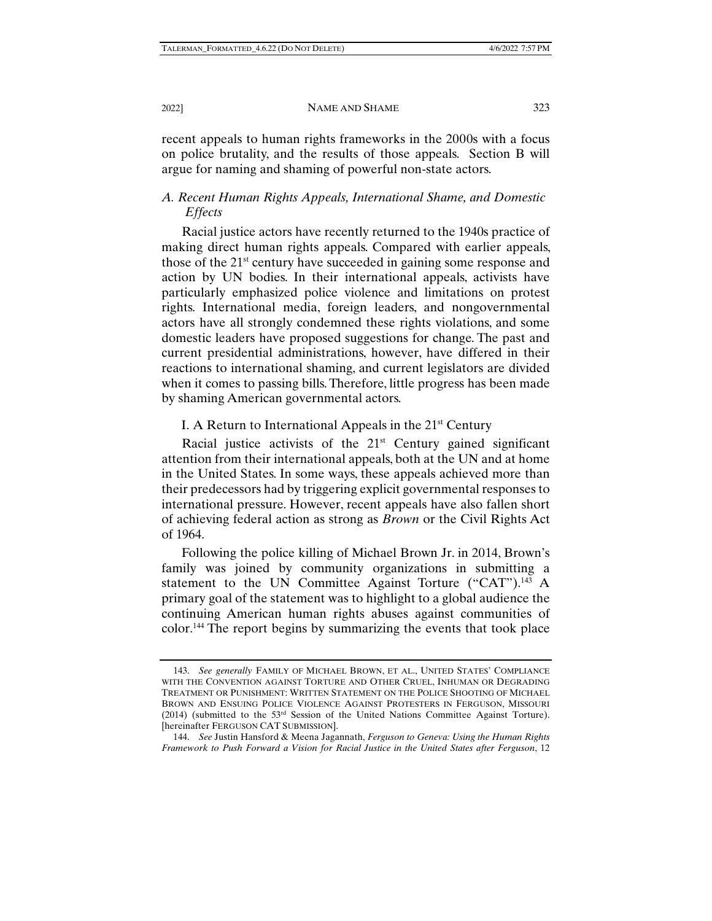recent appeals to human rights frameworks in the 2000s with a focus on police brutality, and the results of those appeals. Section B will argue for naming and shaming of powerful non-state actors.

### *A. Recent Human Rights Appeals, International Shame, and Domestic Effects*

Racial justice actors have recently returned to the 1940s practice of making direct human rights appeals. Compared with earlier appeals, those of the 21st century have succeeded in gaining some response and action by UN bodies. In their international appeals, activists have particularly emphasized police violence and limitations on protest rights. International media, foreign leaders, and nongovernmental actors have all strongly condemned these rights violations, and some domestic leaders have proposed suggestions for change. The past and current presidential administrations, however, have differed in their reactions to international shaming, and current legislators are divided when it comes to passing bills. Therefore, little progress has been made by shaming American governmental actors.

#### I. A Return to International Appeals in the 21st Century

Racial justice activists of the 21st Century gained significant attention from their international appeals, both at the UN and at home in the United States. In some ways, these appeals achieved more than their predecessors had by triggering explicit governmental responses to international pressure. However, recent appeals have also fallen short of achieving federal action as strong as *Brown* or the Civil Rights Act of 1964.

Following the police killing of Michael Brown Jr. in 2014, Brown's family was joined by community organizations in submitting a statement to the UN Committee Against Torture ("CAT").[143] A primary goal of the statement was to highlight to a global audience the continuing American human rights abuses against communities of color.[144] The report begins by summarizing the events that took place

---

143. *See generally* FAMILY OF MICHAEL BROWN, ET AL., UNITED STATES' COMPLIANCE WITH THE CONVENTION AGAINST TORTURE AND OTHER CRUEL, INHUMAN OR DEGRADING TREATMENT OR PUNISHMENT: WRITTEN STATEMENT ON THE POLICE SHOOTING OF MICHAEL BROWN AND ENSUING POLICE VIOLENCE AGAINST PROTESTERS IN FERGUSON, MISSOURI (2014) (submitted to the 53rd Session of the United Nations Committee Against Torture). [hereinafter FERGUSON CAT SUBMISSION].

144. *See* Justin Hansford & Meena Jagannath, *Ferguson to Geneva: Using the Human Rights Framework to Push Forward a Vision for Racial Justice in the United States after Ferguson*, 12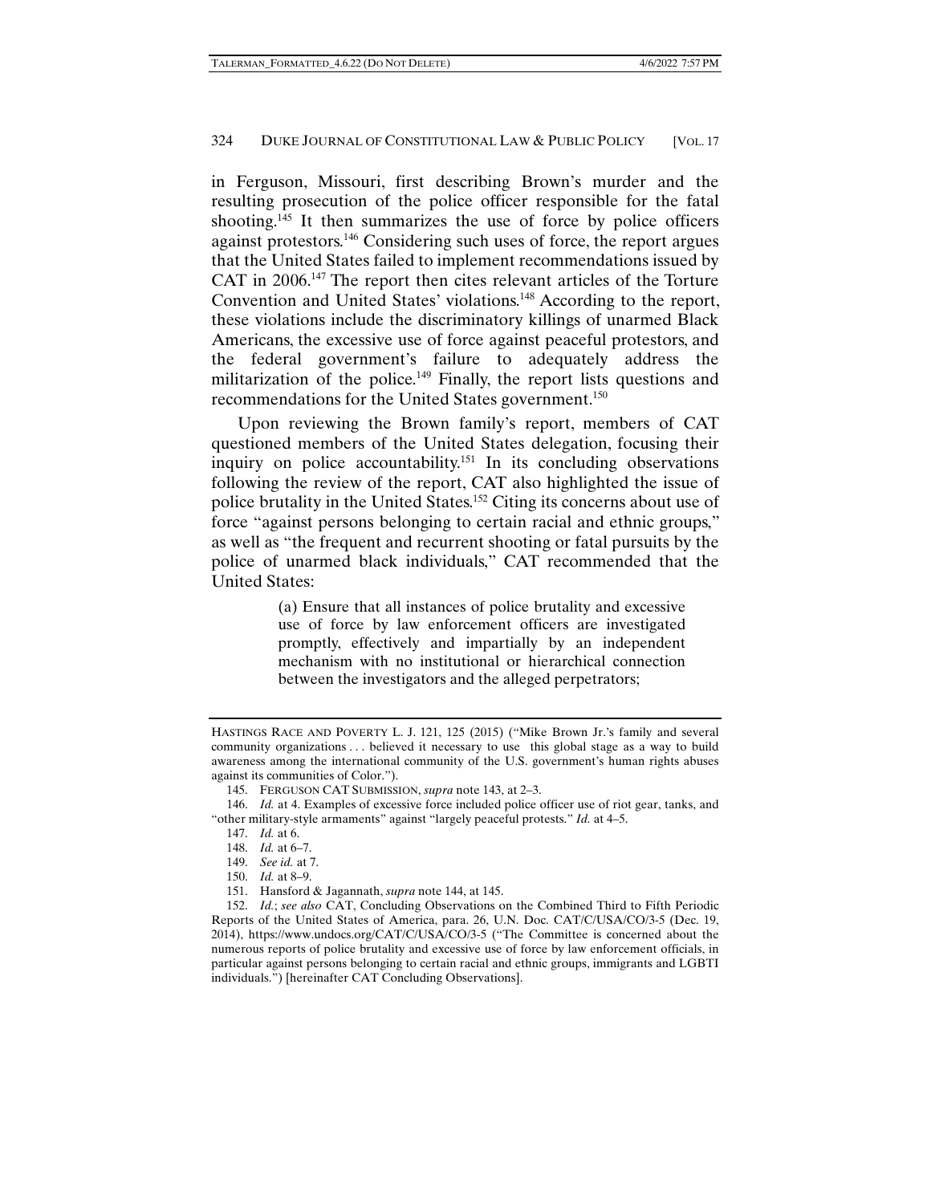in Ferguson, Missouri, first describing Brown's murder and the resulting prosecution of the police officer responsible for the fatal shooting.[145] It then summarizes the use of force by police officers against protestors.[146] Considering such uses of force, the report argues that the United States failed to implement recommendations issued by CAT in 2006.[147] The report then cites relevant articles of the Torture Convention and United States' violations.[148] According to the report, these violations include the discriminatory killings of unarmed Black Americans, the excessive use of force against peaceful protestors, and the federal government's failure to adequately address the militarization of the police.[149] Finally, the report lists questions and recommendations for the United States government.[150]

Upon reviewing the Brown family's report, members of CAT questioned members of the United States delegation, focusing their inquiry on police accountability.[151] In its concluding observations following the review of the report, CAT also highlighted the issue of police brutality in the United States.[152] Citing its concerns about use of force "against persons belonging to certain racial and ethnic groups," as well as "the frequent and recurrent shooting or fatal pursuits by the police of unarmed black individuals," CAT recommended that the United States:

> (a) Ensure that all instances of police brutality and excessive use of force by law enforcement officers are investigated promptly, effectively and impartially by an independent mechanism with no institutional or hierarchical connection between the investigators and the alleged perpetrators;

---

HASTINGS RACE AND POVERTY L. J. 121, 125 (2015) ("Mike Brown Jr.'s family and several community organizations . . . believed it necessary to use this global stage as a way to build awareness among the international community of the U.S. government's human rights abuses against its communities of Color.").

145. FERGUSON CAT SUBMISSION, *supra* note 143, at 2–3.

146. *Id.* at 4. Examples of excessive force included police officer use of riot gear, tanks, and "other military-style armaments" against "largely peaceful protests." *Id.* at 4–5.

147. *Id.* at 6.

148. *Id.* at 6–7.

149. *See id.* at 7.

150. *Id.* at 8–9.

151. Hansford & Jagannath, *supra* note 144, at 145.

152. *Id.*; *see also* CAT, Concluding Observations on the Combined Third to Fifth Periodic Reports of the United States of America, para. 26, U.N. Doc. CAT/C/USA/CO/3-5 (Dec. 19, 2014), https://www.undocs.org/CAT/C/USA/CO/3-5 ("The Committee is concerned about the numerous reports of police brutality and excessive use of force by law enforcement officials, in particular against persons belonging to certain racial and ethnic groups, immigrants and LGBTI individuals.") [hereinafter CAT Concluding Observations].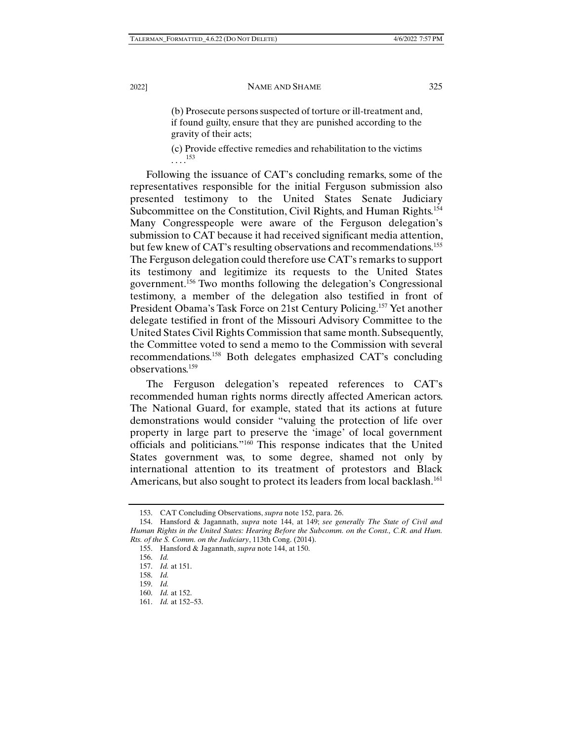> (b) Prosecute persons suspected of torture or ill-treatment and, if found guilty, ensure that they are punished according to the gravity of their acts;
>
> (c) Provide effective remedies and rehabilitation to the victims . . . .[153]

Following the issuance of CAT's concluding remarks, some of the representatives responsible for the initial Ferguson submission also presented testimony to the United States Senate Judiciary Subcommittee on the Constitution, Civil Rights, and Human Rights.[154] Many Congresspeople were aware of the Ferguson delegation's submission to CAT because it had received significant media attention, but few knew of CAT's resulting observations and recommendations.[155] The Ferguson delegation could therefore use CAT's remarks to support its testimony and legitimize its requests to the United States government.[156] Two months following the delegation's Congressional testimony, a member of the delegation also testified in front of President Obama's Task Force on 21st Century Policing.[157] Yet another delegate testified in front of the Missouri Advisory Committee to the United States Civil Rights Commission that same month. Subsequently, the Committee voted to send a memo to the Commission with several recommendations.[158] Both delegates emphasized CAT's concluding observations.[159]

The Ferguson delegation's repeated references to CAT's recommended human rights norms directly affected American actors. The National Guard, for example, stated that its actions at future demonstrations would consider "valuing the protection of life over property in large part to preserve the 'image' of local government officials and politicians."[160] This response indicates that the United States government was, to some degree, shamed not only by international attention to its treatment of protestors and Black Americans, but also sought to protect its leaders from local backlash.[161]

---

153. CAT Concluding Observations, *supra* note 152, para. 26.

154. Hansford & Jagannath, *supra* note 144, at 149; *see generally The State of Civil and Human Rights in the United States: Hearing Before the Subcomm. on the Const., C.R. and Hum. Rts. of the S. Comm. on the Judiciary*, 113th Cong. (2014).

155. Hansford & Jagannath, *supra* note 144, at 150.

156. *Id.*

157. *Id.* at 151.

158. *Id.*

159. *Id.*

160. *Id.* at 152.

161. *Id.* at 152–53.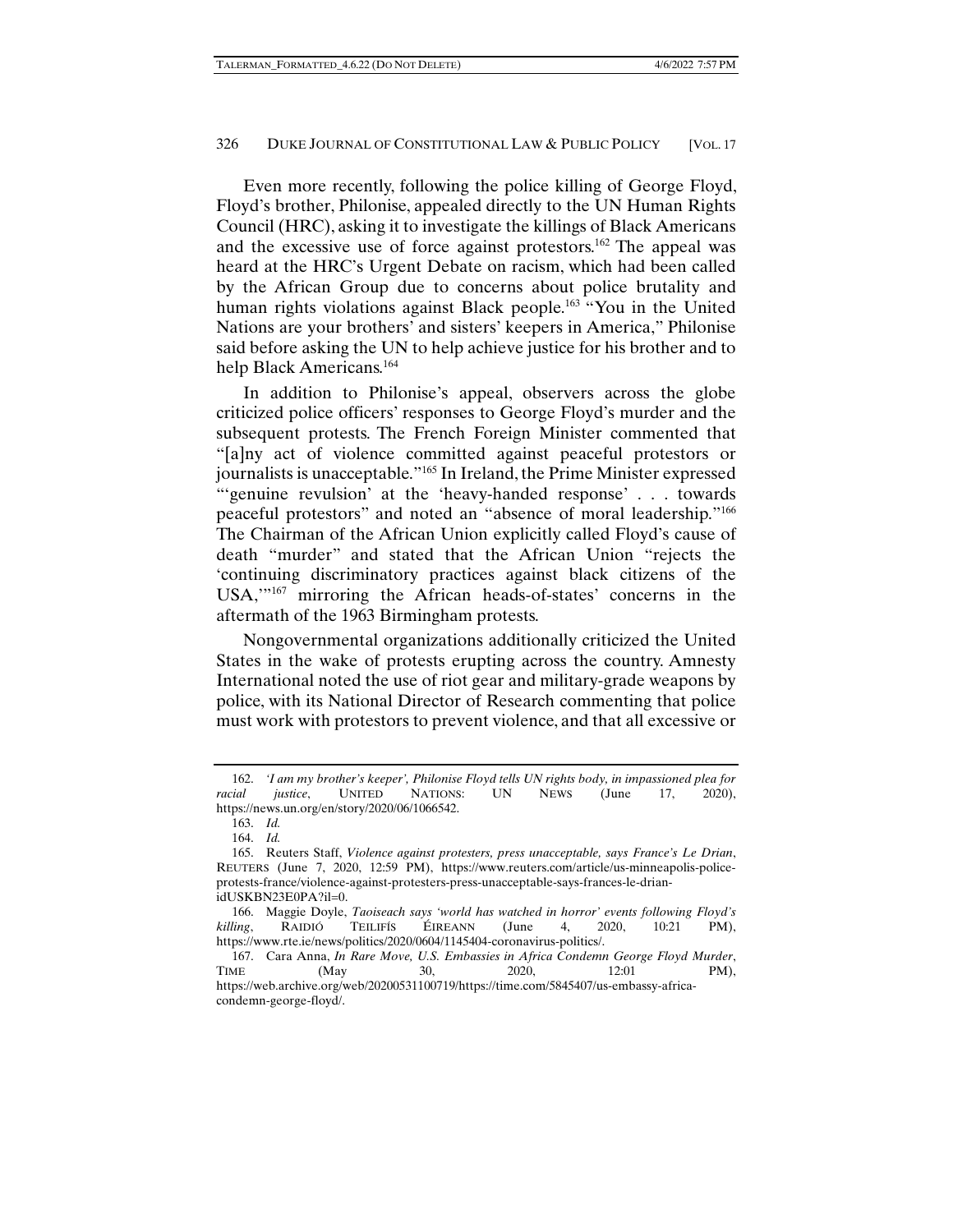Even more recently, following the police killing of George Floyd, Floyd's brother, Philonise, appealed directly to the UN Human Rights Council (HRC), asking it to investigate the killings of Black Americans and the excessive use of force against protestors.[162] The appeal was heard at the HRC's Urgent Debate on racism, which had been called by the African Group due to concerns about police brutality and human rights violations against Black people.[163] "You in the United Nations are your brothers' and sisters' keepers in America," Philonise said before asking the UN to help achieve justice for his brother and to help Black Americans.[164]

In addition to Philonise's appeal, observers across the globe criticized police officers' responses to George Floyd's murder and the subsequent protests. The French Foreign Minister commented that "[a]ny act of violence committed against peaceful protestors or journalists is unacceptable."[165] In Ireland, the Prime Minister expressed "'genuine revulsion' at the 'heavy-handed response' . . . towards peaceful protestors" and noted an "absence of moral leadership."[166] The Chairman of the African Union explicitly called Floyd's cause of death "murder" and stated that the African Union "rejects the 'continuing discriminatory practices against black citizens of the USA,'"[167] mirroring the African heads-of-states' concerns in the aftermath of the 1963 Birmingham protests.

Nongovernmental organizations additionally criticized the United States in the wake of protests erupting across the country. Amnesty International noted the use of riot gear and military-grade weapons by police, with its National Director of Research commenting that police must work with protestors to prevent violence, and that all excessive or

---

162. *'I am my brother's keeper', Philonise Floyd tells UN rights body, in impassioned plea for racial justice*, UNITED NATIONS: UN NEWS (June 17, 2020), https://news.un.org/en/story/2020/06/1066542.

163. *Id.*

164. *Id.*

165. Reuters Staff, *Violence against protesters, press unacceptable, says France's Le Drian*, REUTERS (June 7, 2020, 12:59 PM), https://www.reuters.com/article/us-minneapolis-police-protests-france/violence-against-protesters-press-unacceptable-says-frances-le-drian-idUSKBN23E0PA?il=0.

166. Maggie Doyle, *Taoiseach says 'world has watched in horror' events following Floyd's killing*, RAIDIÓ TEILIFÍS ÉIREANN (June 4, 2020, 10:21 PM), https://www.rte.ie/news/politics/2020/0604/1145404-coronavirus-politics/.

167. Cara Anna, *In Rare Move, U.S. Embassies in Africa Condemn George Floyd Murder*, TIME (May 30, 2020, 12:01 PM), https://web.archive.org/web/20200531100719/https://time.com/5845407/us-embassy-africa-condemn-george-floyd/.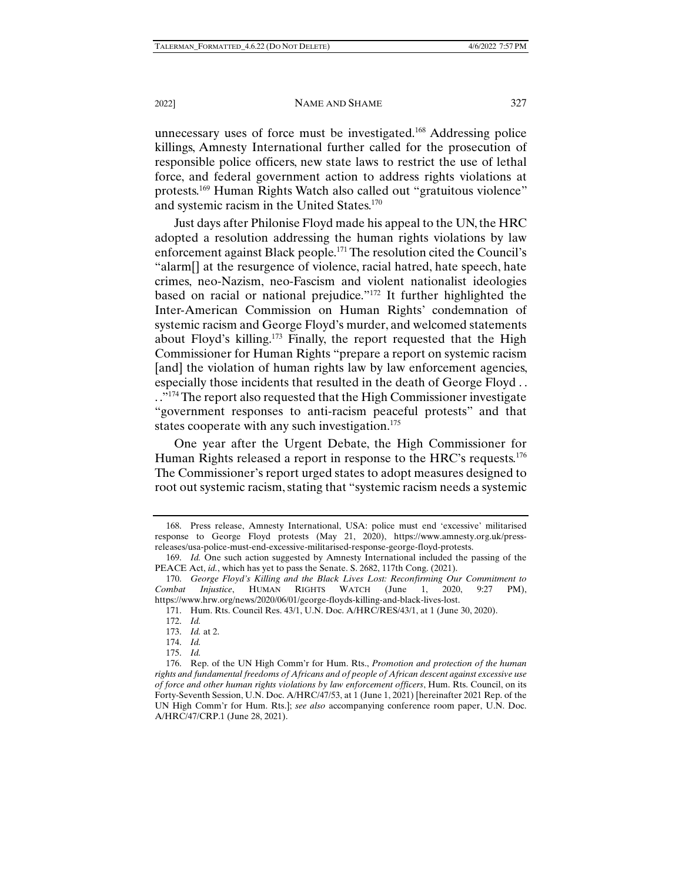unnecessary uses of force must be investigated.[168] Addressing police killings, Amnesty International further called for the prosecution of responsible police officers, new state laws to restrict the use of lethal force, and federal government action to address rights violations at protests.[169] Human Rights Watch also called out "gratuitous violence" and systemic racism in the United States.[170]

Just days after Philonise Floyd made his appeal to the UN, the HRC adopted a resolution addressing the human rights violations by law enforcement against Black people.[171] The resolution cited the Council's "alarm[] at the resurgence of violence, racial hatred, hate speech, hate crimes, neo-Nazism, neo-Fascism and violent nationalist ideologies based on racial or national prejudice."[172] It further highlighted the Inter-American Commission on Human Rights' condemnation of systemic racism and George Floyd's murder, and welcomed statements about Floyd's killing.[173] Finally, the report requested that the High Commissioner for Human Rights "prepare a report on systemic racism [and] the violation of human rights law by law enforcement agencies, especially those incidents that resulted in the death of George Floyd . . . ."[174] The report also requested that the High Commissioner investigate "government responses to anti-racism peaceful protests" and that states cooperate with any such investigation.[175]

One year after the Urgent Debate, the High Commissioner for Human Rights released a report in response to the HRC's requests.[176] The Commissioner's report urged states to adopt measures designed to root out systemic racism, stating that "systemic racism needs a systemic

---

168. Press release, Amnesty International, USA: police must end 'excessive' militarised response to George Floyd protests (May 21, 2020), https://www.amnesty.org.uk/press-releases/usa-police-must-end-excessive-militarised-response-george-floyd-protests.

169. *Id.* One such action suggested by Amnesty International included the passing of the PEACE Act, *id.*, which has yet to pass the Senate. S. 2682, 117th Cong. (2021).

170. *George Floyd's Killing and the Black Lives Lost: Reconfirming Our Commitment to Combat Injustice*, HUMAN RIGHTS WATCH (June 1, 2020, 9:27 PM), https://www.hrw.org/news/2020/06/01/george-floyds-killing-and-black-lives-lost.

171. Hum. Rts. Council Res. 43/1, U.N. Doc. A/HRC/RES/43/1, at 1 (June 30, 2020).

172. *Id.*

173. *Id.* at 2.

174. *Id.*

175. *Id.*

176. Rep. of the UN High Comm'r for Hum. Rts., *Promotion and protection of the human rights and fundamental freedoms of Africans and of people of African descent against excessive use of force and other human rights violations by law enforcement officers*, Hum. Rts. Council, on its Forty-Seventh Session, U.N. Doc. A/HRC/47/53, at 1 (June 1, 2021) [hereinafter 2021 Rep. of the UN High Comm'r for Hum. Rts.]; *see also* accompanying conference room paper, U.N. Doc. A/HRC/47/CRP.1 (June 28, 2021).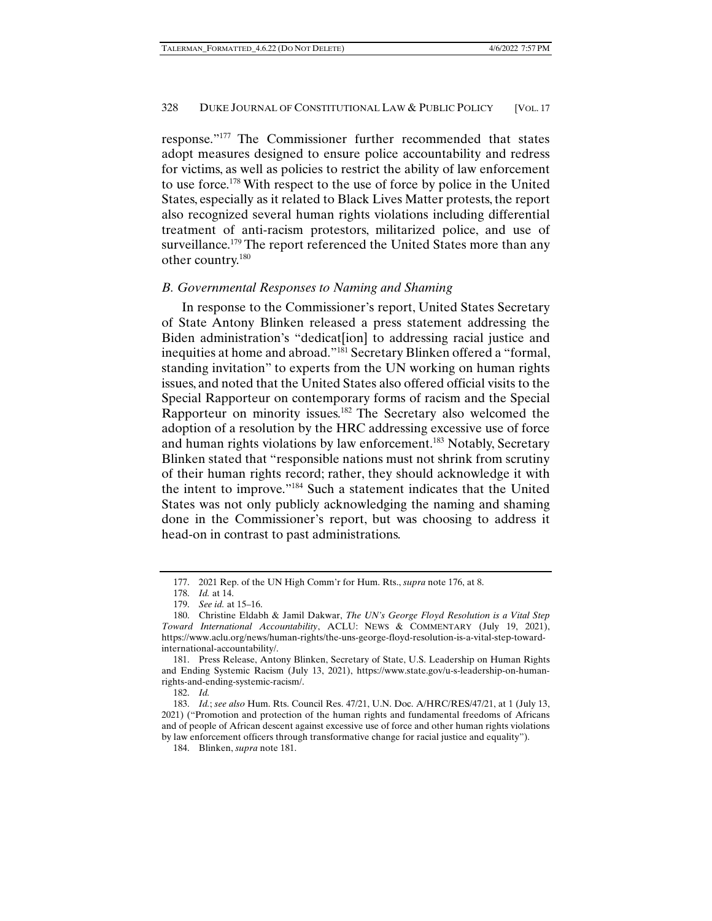response."[177] The Commissioner further recommended that states adopt measures designed to ensure police accountability and redress for victims, as well as policies to restrict the ability of law enforcement to use force.[178] With respect to the use of force by police in the United States, especially as it related to Black Lives Matter protests, the report also recognized several human rights violations including differential treatment of anti-racism protestors, militarized police, and use of surveillance.[179] The report referenced the United States more than any other country.[180]

### *B. Governmental Responses to Naming and Shaming*

In response to the Commissioner's report, United States Secretary of State Antony Blinken released a press statement addressing the Biden administration's "dedicat[ion] to addressing racial justice and inequities at home and abroad."[181] Secretary Blinken offered a "formal, standing invitation" to experts from the UN working on human rights issues, and noted that the United States also offered official visits to the Special Rapporteur on contemporary forms of racism and the Special Rapporteur on minority issues.[182] The Secretary also welcomed the adoption of a resolution by the HRC addressing excessive use of force and human rights violations by law enforcement.[183] Notably, Secretary Blinken stated that "responsible nations must not shrink from scrutiny of their human rights record; rather, they should acknowledge it with the intent to improve."[184] Such a statement indicates that the United States was not only publicly acknowledging the naming and shaming done in the Commissioner's report, but was choosing to address it head-on in contrast to past administrations.

---

177. 2021 Rep. of the UN High Comm'r for Hum. Rts., *supra* note 176, at 8.

178. *Id.* at 14.

179. *See id.* at 15–16.

180. Christine Eldabh & Jamil Dakwar, *The UN's George Floyd Resolution is a Vital Step Toward International Accountability*, ACLU: NEWS & COMMENTARY (July 19, 2021), https://www.aclu.org/news/human-rights/the-uns-george-floyd-resolution-is-a-vital-step-toward-international-accountability/.

181. Press Release, Antony Blinken, Secretary of State, U.S. Leadership on Human Rights and Ending Systemic Racism (July 13, 2021), https://www.state.gov/u-s-leadership-on-human-rights-and-ending-systemic-racism/.

182. *Id.*

183. *Id.*; *see also* Hum. Rts. Council Res. 47/21, U.N. Doc. A/HRC/RES/47/21, at 1 (July 13, 2021) ("Promotion and protection of the human rights and fundamental freedoms of Africans and of people of African descent against excessive use of force and other human rights violations by law enforcement officers through transformative change for racial justice and equality").

184. Blinken, *supra* note 181.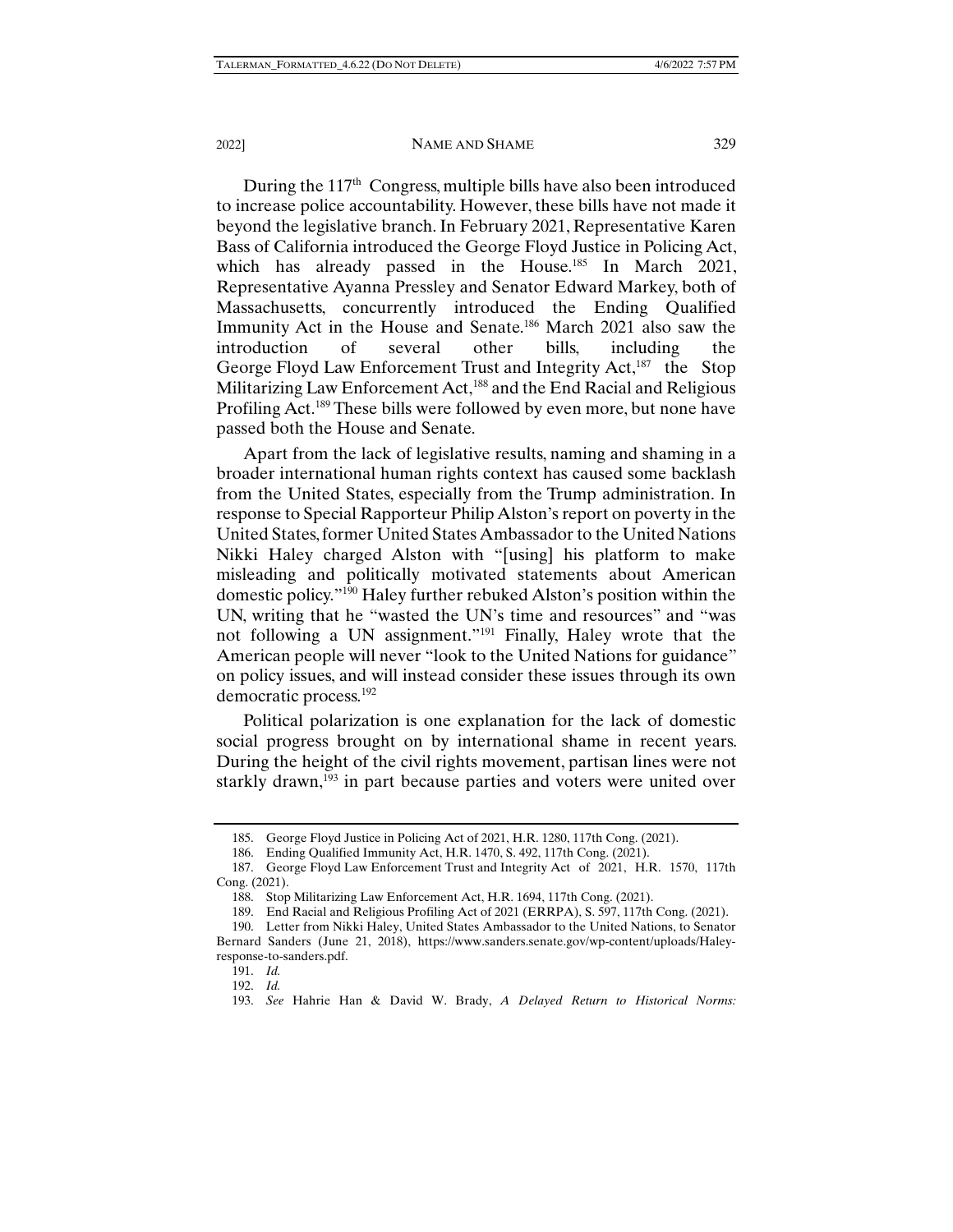During the 117th Congress, multiple bills have also been introduced to increase police accountability. However, these bills have not made it beyond the legislative branch. In February 2021, Representative Karen Bass of California introduced the George Floyd Justice in Policing Act, which has already passed in the House.[185] In March 2021, Representative Ayanna Pressley and Senator Edward Markey, both of Massachusetts, concurrently introduced the Ending Qualified Immunity Act in the House and Senate.[186] March 2021 also saw the introduction of several other bills, including the George Floyd Law Enforcement Trust and Integrity Act,[187] the Stop Militarizing Law Enforcement Act,[188] and the End Racial and Religious Profiling Act.[189] These bills were followed by even more, but none have passed both the House and Senate.

Apart from the lack of legislative results, naming and shaming in a broader international human rights context has caused some backlash from the United States, especially from the Trump administration. In response to Special Rapporteur Philip Alston's report on poverty in the United States, former United States Ambassador to the United Nations Nikki Haley charged Alston with "[using] his platform to make misleading and politically motivated statements about American domestic policy."[190] Haley further rebuked Alston's position within the UN, writing that he "wasted the UN's time and resources" and "was not following a UN assignment."[191] Finally, Haley wrote that the American people will never "look to the United Nations for guidance" on policy issues, and will instead consider these issues through its own democratic process.[192]

Political polarization is one explanation for the lack of domestic social progress brought on by international shame in recent years. During the height of the civil rights movement, partisan lines were not starkly drawn,[193] in part because parties and voters were united over

185. George Floyd Justice in Policing Act of 2021, H.R. 1280, 117th Cong. (2021).

186. Ending Qualified Immunity Act, H.R. 1470, S. 492, 117th Cong. (2021).

187. George Floyd Law Enforcement Trust and Integrity Act of 2021, H.R. 1570, 117th Cong. (2021).

188. Stop Militarizing Law Enforcement Act, H.R. 1694, 117th Cong. (2021).

189. End Racial and Religious Profiling Act of 2021 (ERRPA), S. 597, 117th Cong. (2021).

190. Letter from Nikki Haley, United States Ambassador to the United Nations, to Senator Bernard Sanders (June 21, 2018), https://www.sanders.senate.gov/wp-content/uploads/Haley-response-to-sanders.pdf.

191. *Id.*

192. *Id.*

193. *See* Hahrie Han & David W. Brady, *A Delayed Return to Historical Norms:*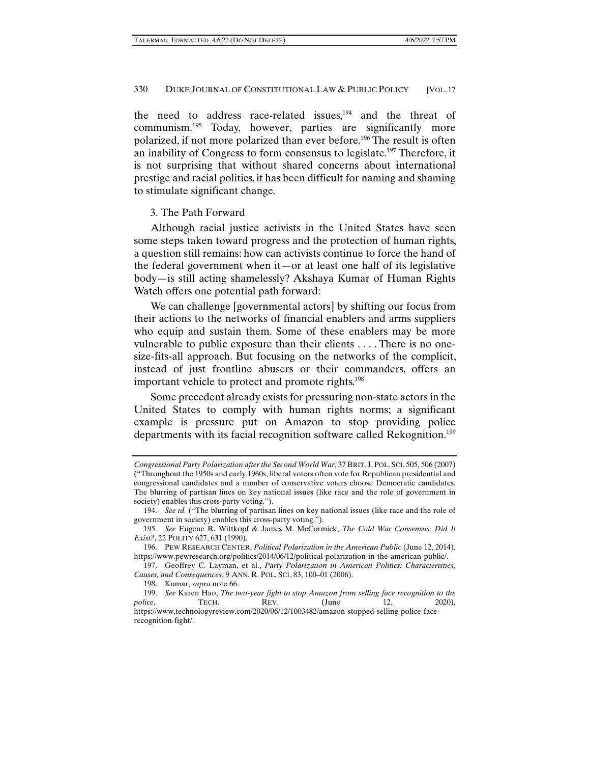the need to address race-related issues,[194] and the threat of communism.[195] Today, however, parties are significantly more polarized, if not more polarized than ever before.[196] The result is often an inability of Congress to form consensus to legislate.[197] Therefore, it is not surprising that without shared concerns about international prestige and racial politics, it has been difficult for naming and shaming to stimulate significant change.

### 3. The Path Forward

Although racial justice activists in the United States have seen some steps taken toward progress and the protection of human rights, a question still remains: how can activists continue to force the hand of the federal government when it—or at least one half of its legislative body—is still acting shamelessly? Akshaya Kumar of Human Rights Watch offers one potential path forward:

> We can challenge [governmental actors] by shifting our focus from their actions to the networks of financial enablers and arms suppliers who equip and sustain them. Some of these enablers may be more vulnerable to public exposure than their clients . . . . There is no one-size-fits-all approach. But focusing on the networks of the complicit, instead of just frontline abusers or their commanders, offers an important vehicle to protect and promote rights.[198]

Some precedent already exists for pressuring non-state actors in the United States to comply with human rights norms; a significant example is pressure put on Amazon to stop providing police departments with its facial recognition software called Rekognition.[199]

---

*Congressional Party Polarization after the Second World War*, 37 BRIT. J. POL. SCI. 505, 506 (2007) ("Throughout the 1950s and early 1960s, liberal voters often vote for Republican presidential and congressional candidates and a number of conservative voters choose Democratic candidates. The blurring of partisan lines on key national issues (like race and the role of government in society) enables this cross-party voting.").

194. *See id.* ("The blurring of partisan lines on key national issues (like race and the role of government in society) enables this cross-party voting.").

195. *See* Eugene R. Wittkopf & James M. McCormick, *The Cold War Consensus: Did It Exist?*, 22 POLITY 627, 631 (1990).

196. PEW RESEARCH CENTER, *Political Polarization in the American Public* (June 12, 2014), https://www.pewresearch.org/politics/2014/06/12/political-polarization-in-the-american-public/.

197. Geoffrey C. Layman, et al., *Party Polarization in American Politics: Characteristics, Causes, and Consequences*, 9 ANN. R. POL. SCI. 83, 100–01 (2006).

198. Kumar, *supra* note 66.

199. *See* Karen Hao, *The two-year fight to stop Amazon from selling face recognition to the police*, TECH. REV. (June 12, 2020), https://www.technologyreview.com/2020/06/12/1003482/amazon-stopped-selling-police-face-recognition-fight/.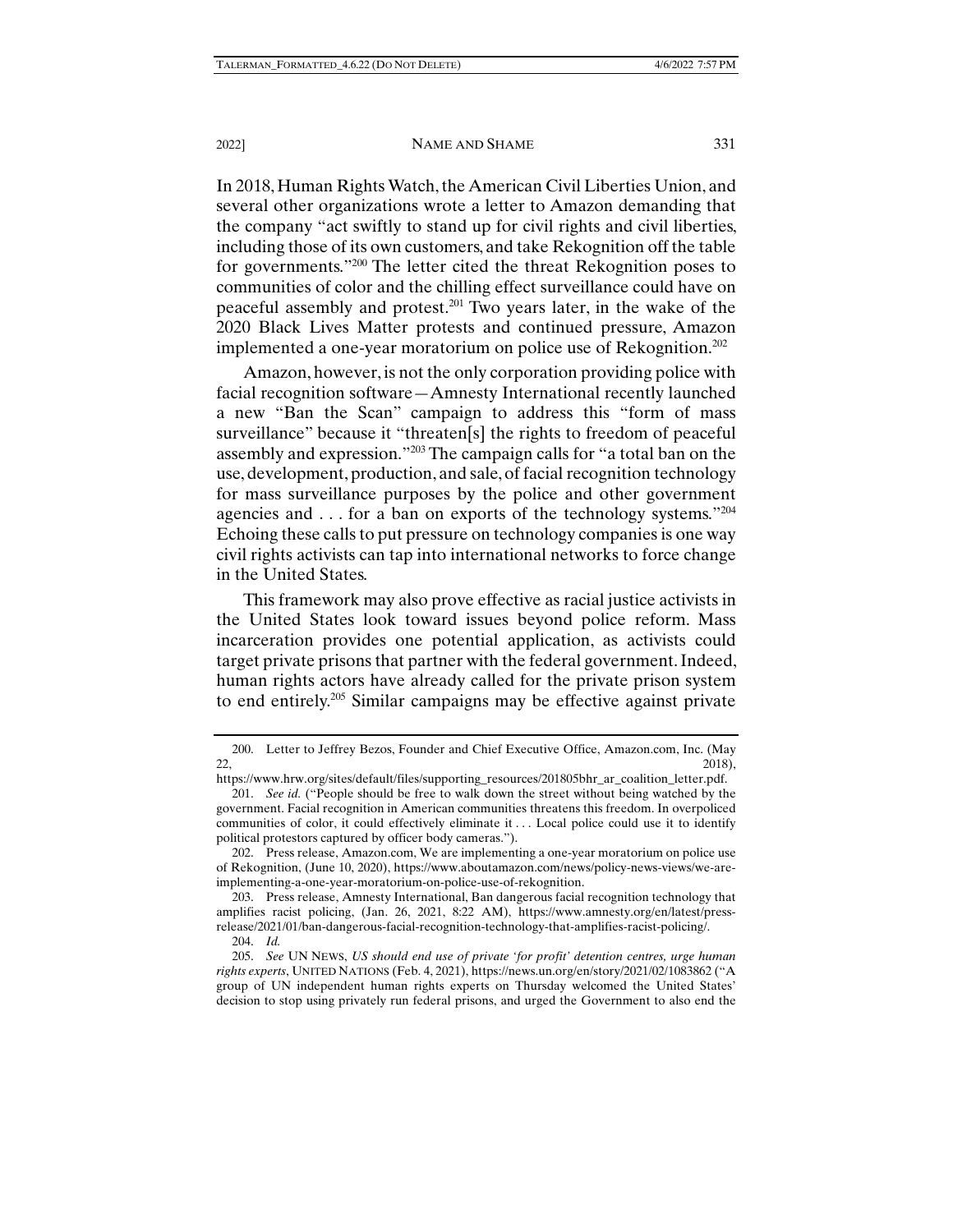In 2018, Human Rights Watch, the American Civil Liberties Union, and several other organizations wrote a letter to Amazon demanding that the company "act swiftly to stand up for civil rights and civil liberties, including those of its own customers, and take Rekognition off the table for governments."[200] The letter cited the threat Rekognition poses to communities of color and the chilling effect surveillance could have on peaceful assembly and protest.[201] Two years later, in the wake of the 2020 Black Lives Matter protests and continued pressure, Amazon implemented a one-year moratorium on police use of Rekognition.[202]

Amazon, however, is not the only corporation providing police with facial recognition software—Amnesty International recently launched a new "Ban the Scan" campaign to address this "form of mass surveillance" because it "threaten[s] the rights to freedom of peaceful assembly and expression."[203] The campaign calls for "a total ban on the use, development, production, and sale, of facial recognition technology for mass surveillance purposes by the police and other government agencies and . . . for a ban on exports of the technology systems."[204] Echoing these calls to put pressure on technology companies is one way civil rights activists can tap into international networks to force change in the United States.

This framework may also prove effective as racial justice activists in the United States look toward issues beyond police reform. Mass incarceration provides one potential application, as activists could target private prisons that partner with the federal government. Indeed, human rights actors have already called for the private prison system to end entirely.[205] Similar campaigns may be effective against private

---

200. Letter to Jeffrey Bezos, Founder and Chief Executive Office, Amazon.com, Inc. (May 22, 2018), https://www.hrw.org/sites/default/files/supporting_resources/201805bhr_ar_coalition_letter.pdf.

201. *See id.* ("People should be free to walk down the street without being watched by the government. Facial recognition in American communities threatens this freedom. In overpoliced communities of color, it could effectively eliminate it . . . Local police could use it to identify political protestors captured by officer body cameras.").

202. Press release, Amazon.com, We are implementing a one-year moratorium on police use of Rekognition, (June 10, 2020), https://www.aboutamazon.com/news/policy-news-views/we-are-implementing-a-one-year-moratorium-on-police-use-of-rekognition.

203. Press release, Amnesty International, Ban dangerous facial recognition technology that amplifies racist policing, (Jan. 26, 2021, 8:22 AM), https://www.amnesty.org/en/latest/press-release/2021/01/ban-dangerous-facial-recognition-technology-that-amplifies-racist-policing/.

204. *Id.*

205. *See* UN NEWS, *US should end use of private 'for profit' detention centres, urge human rights experts*, UNITED NATIONS (Feb. 4, 2021), https://news.un.org/en/story/2021/02/1083862 ("A group of UN independent human rights experts on Thursday welcomed the United States' decision to stop using privately run federal prisons, and urged the Government to also end the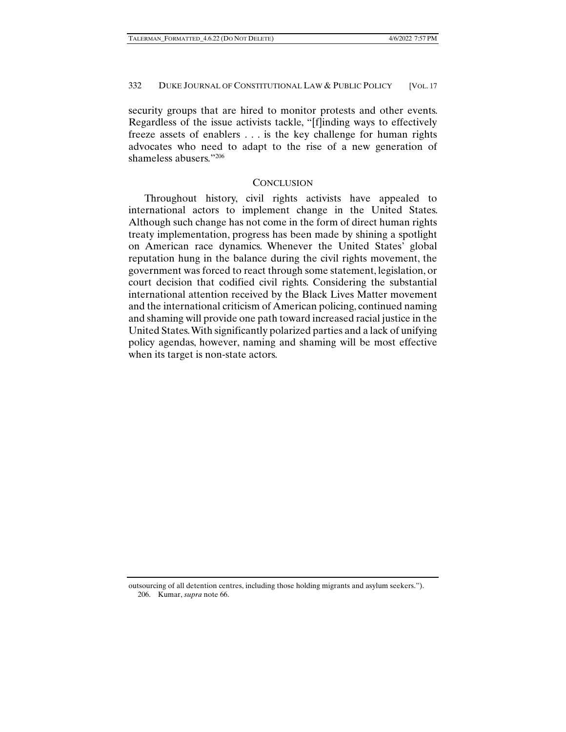security groups that are hired to monitor protests and other events. Regardless of the issue activists tackle, "[f]inding ways to effectively freeze assets of enablers . . . is the key challenge for human rights advocates who need to adapt to the rise of a new generation of shameless abusers."[206]

## CONCLUSION

Throughout history, civil rights activists have appealed to international actors to implement change in the United States. Although such change has not come in the form of direct human rights treaty implementation, progress has been made by shining a spotlight on American race dynamics. Whenever the United States' global reputation hung in the balance during the civil rights movement, the government was forced to react through some statement, legislation, or court decision that codified civil rights. Considering the substantial international attention received by the Black Lives Matter movement and the international criticism of American policing, continued naming and shaming will provide one path toward increased racial justice in the United States. With significantly polarized parties and a lack of unifying policy agendas, however, naming and shaming will be most effective when its target is non-state actors.

---

outsourcing of all detention centres, including those holding migrants and asylum seekers.").

206. Kumar, *supra* note 66.